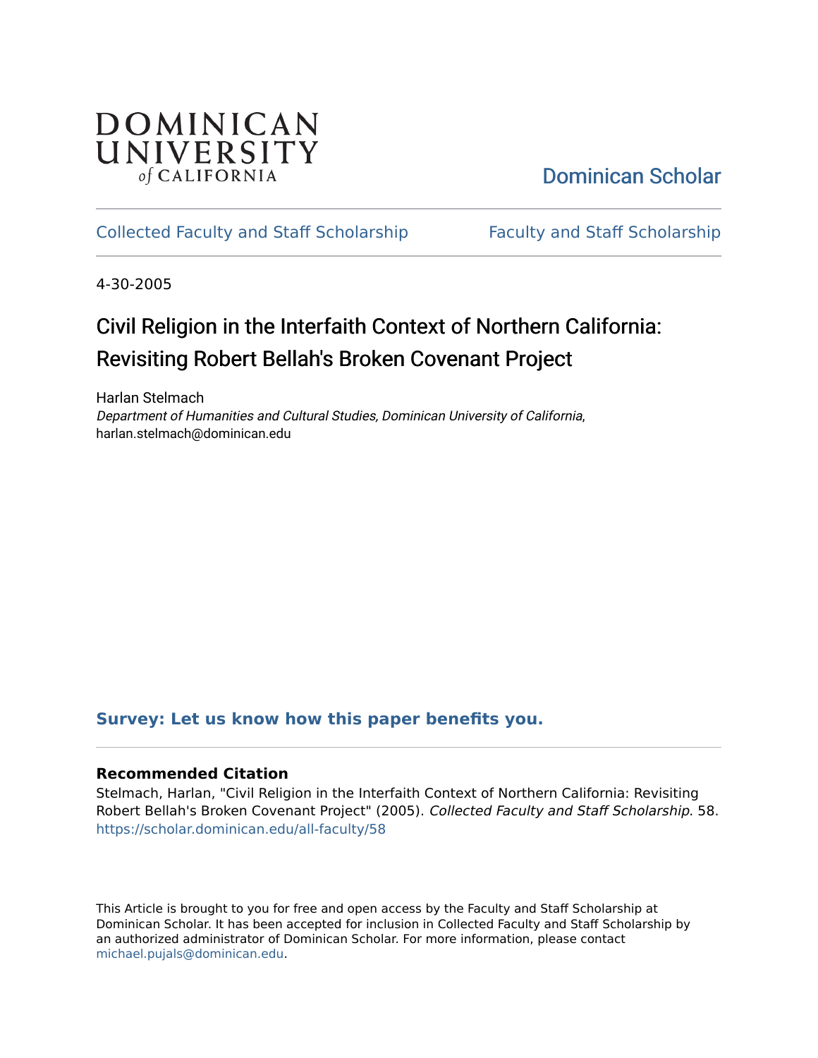DOMINICAN UNIVERSITY *of* CALIFORNIA

Dominican Scholar

Collected Faculty and Staff Scholarship | Faculty and Staff Scholarship

4-30-2005

# Civil Religion in the Interfaith Context of Northern California: Revisiting Robert Bellah's Broken Covenant Project

Harlan Stelmach
*Department of Humanities and Cultural Studies, Dominican University of California*, harlan.stelmach@dominican.edu

**Survey: Let us know how this paper benefits you.**

### Recommended Citation

Stelmach, Harlan, "Civil Religion in the Interfaith Context of Northern California: Revisiting Robert Bellah's Broken Covenant Project" (2005). *Collected Faculty and Staff Scholarship*. 58.
https://scholar.dominican.edu/all-faculty/58

This Article is brought to you for free and open access by the Faculty and Staff Scholarship at Dominican Scholar. It has been accepted for inclusion in Collected Faculty and Staff Scholarship by an authorized administrator of Dominican Scholar. For more information, please contact michael.pujals@dominican.edu.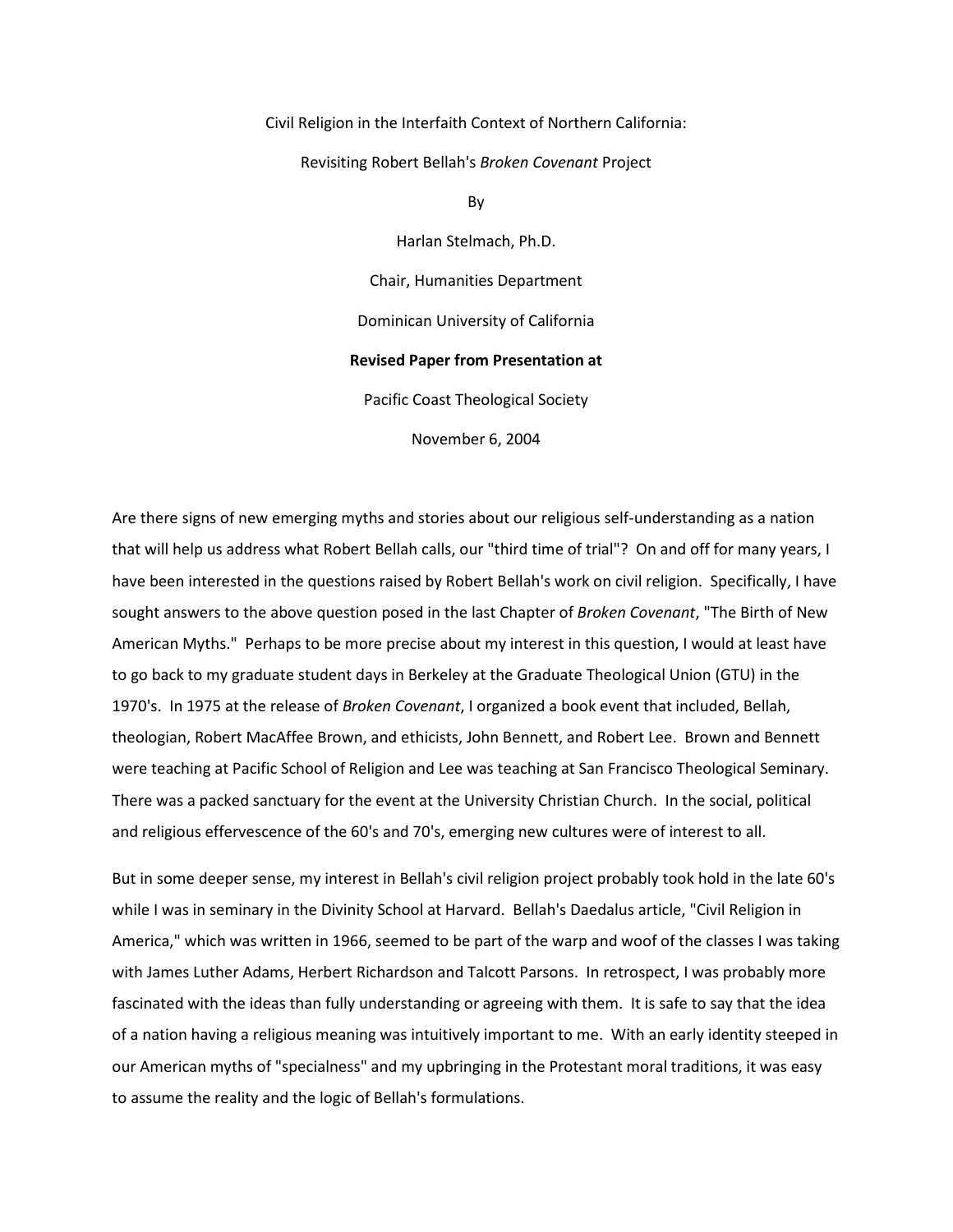Civil Religion in the Interfaith Context of Northern California:

Revisiting Robert Bellah's *Broken Covenant* Project

By

Harlan Stelmach, Ph.D.

Chair, Humanities Department

Dominican University of California

**Revised Paper from Presentation at**

Pacific Coast Theological Society

November 6, 2004

Are there signs of new emerging myths and stories about our religious self-understanding as a nation that will help us address what Robert Bellah calls, our "third time of trial"? On and off for many years, I have been interested in the questions raised by Robert Bellah's work on civil religion. Specifically, I have sought answers to the above question posed in the last Chapter of *Broken Covenant*, "The Birth of New American Myths." Perhaps to be more precise about my interest in this question, I would at least have to go back to my graduate student days in Berkeley at the Graduate Theological Union (GTU) in the 1970's. In 1975 at the release of *Broken Covenant*, I organized a book event that included, Bellah, theologian, Robert MacAffee Brown, and ethicists, John Bennett, and Robert Lee. Brown and Bennett were teaching at Pacific School of Religion and Lee was teaching at San Francisco Theological Seminary. There was a packed sanctuary for the event at the University Christian Church. In the social, political and religious effervescence of the 60's and 70's, emerging new cultures were of interest to all.

But in some deeper sense, my interest in Bellah's civil religion project probably took hold in the late 60's while I was in seminary in the Divinity School at Harvard. Bellah's Daedalus article, "Civil Religion in America," which was written in 1966, seemed to be part of the warp and woof of the classes I was taking with James Luther Adams, Herbert Richardson and Talcott Parsons. In retrospect, I was probably more fascinated with the ideas than fully understanding or agreeing with them. It is safe to say that the idea of a nation having a religious meaning was intuitively important to me. With an early identity steeped in our American myths of "specialness" and my upbringing in the Protestant moral traditions, it was easy to assume the reality and the logic of Bellah's formulations.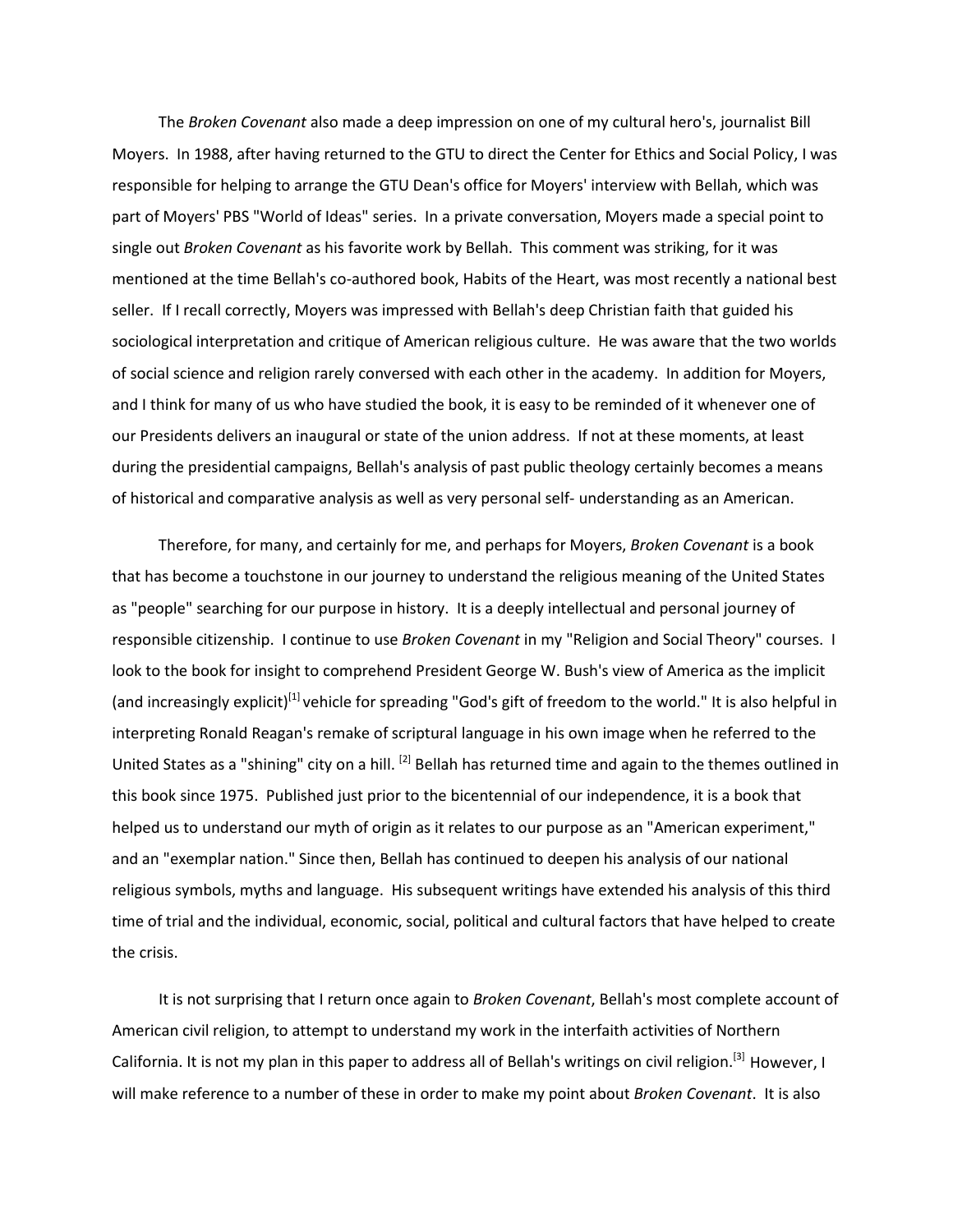The *Broken Covenant* also made a deep impression on one of my cultural hero's, journalist Bill Moyers. In 1988, after having returned to the GTU to direct the Center for Ethics and Social Policy, I was responsible for helping to arrange the GTU Dean's office for Moyers' interview with Bellah, which was part of Moyers' PBS "World of Ideas" series. In a private conversation, Moyers made a special point to single out *Broken Covenant* as his favorite work by Bellah. This comment was striking, for it was mentioned at the time Bellah's co-authored book, Habits of the Heart, was most recently a national best seller. If I recall correctly, Moyers was impressed with Bellah's deep Christian faith that guided his sociological interpretation and critique of American religious culture. He was aware that the two worlds of social science and religion rarely conversed with each other in the academy. In addition for Moyers, and I think for many of us who have studied the book, it is easy to be reminded of it whenever one of our Presidents delivers an inaugural or state of the union address. If not at these moments, at least during the presidential campaigns, Bellah's analysis of past public theology certainly becomes a means of historical and comparative analysis as well as very personal self- understanding as an American.

Therefore, for many, and certainly for me, and perhaps for Moyers, *Broken Covenant* is a book that has become a touchstone in our journey to understand the religious meaning of the United States as "people" searching for our purpose in history. It is a deeply intellectual and personal journey of responsible citizenship. I continue to use *Broken Covenant* in my "Religion and Social Theory" courses. I look to the book for insight to comprehend President George W. Bush's view of America as the implicit (and increasingly explicit)[1] vehicle for spreading "God's gift of freedom to the world." It is also helpful in interpreting Ronald Reagan's remake of scriptural language in his own image when he referred to the United States as a "shining" city on a hill. [2] Bellah has returned time and again to the themes outlined in this book since 1975. Published just prior to the bicentennial of our independence, it is a book that helped us to understand our myth of origin as it relates to our purpose as an "American experiment," and an "exemplar nation." Since then, Bellah has continued to deepen his analysis of our national religious symbols, myths and language. His subsequent writings have extended his analysis of this third time of trial and the individual, economic, social, political and cultural factors that have helped to create the crisis.

It is not surprising that I return once again to *Broken Covenant*, Bellah's most complete account of American civil religion, to attempt to understand my work in the interfaith activities of Northern California. It is not my plan in this paper to address all of Bellah's writings on civil religion.[3] However, I will make reference to a number of these in order to make my point about *Broken Covenant*. It is also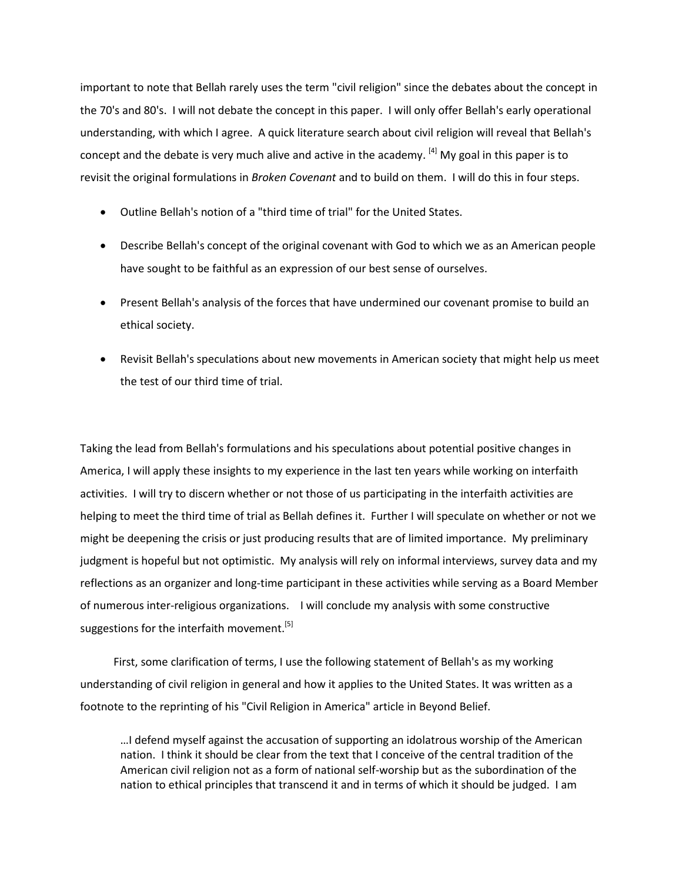important to note that Bellah rarely uses the term "civil religion" since the debates about the concept in the 70's and 80's. I will not debate the concept in this paper. I will only offer Bellah's early operational understanding, with which I agree. A quick literature search about civil religion will reveal that Bellah's concept and the debate is very much alive and active in the academy. [4] My goal in this paper is to revisit the original formulations in *Broken Covenant* and to build on them. I will do this in four steps.

- Outline Bellah's notion of a "third time of trial" for the United States.
- Describe Bellah's concept of the original covenant with God to which we as an American people have sought to be faithful as an expression of our best sense of ourselves.
- Present Bellah's analysis of the forces that have undermined our covenant promise to build an ethical society.
- Revisit Bellah's speculations about new movements in American society that might help us meet the test of our third time of trial.

Taking the lead from Bellah's formulations and his speculations about potential positive changes in America, I will apply these insights to my experience in the last ten years while working on interfaith activities. I will try to discern whether or not those of us participating in the interfaith activities are helping to meet the third time of trial as Bellah defines it. Further I will speculate on whether or not we might be deepening the crisis or just producing results that are of limited importance. My preliminary judgment is hopeful but not optimistic. My analysis will rely on informal interviews, survey data and my reflections as an organizer and long-time participant in these activities while serving as a Board Member of numerous inter-religious organizations. I will conclude my analysis with some constructive suggestions for the interfaith movement.[5]

First, some clarification of terms, I use the following statement of Bellah's as my working understanding of civil religion in general and how it applies to the United States. It was written as a footnote to the reprinting of his "Civil Religion in America" article in Beyond Belief.

> …I defend myself against the accusation of supporting an idolatrous worship of the American nation. I think it should be clear from the text that I conceive of the central tradition of the American civil religion not as a form of national self-worship but as the subordination of the nation to ethical principles that transcend it and in terms of which it should be judged. I am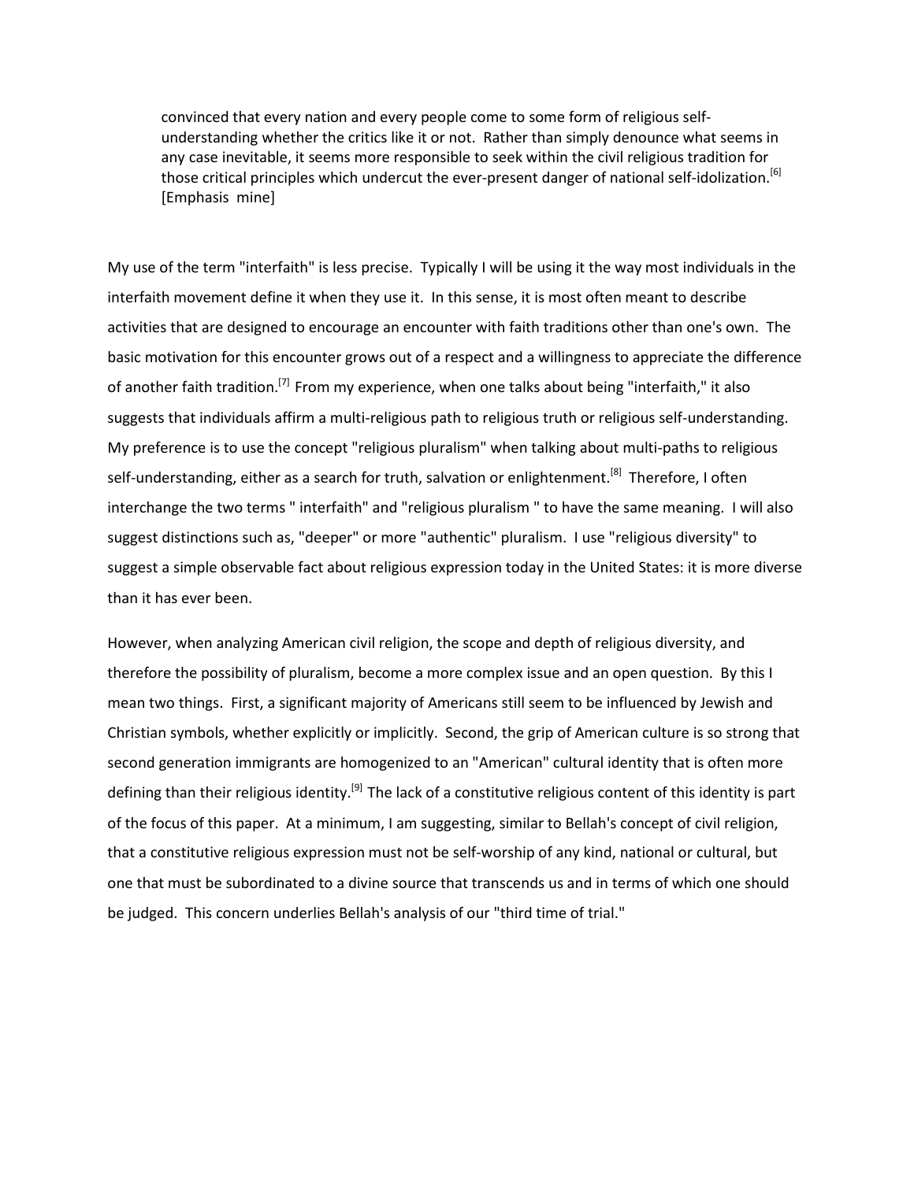> convinced that every nation and every people come to some form of religious self-understanding whether the critics like it or not. Rather than simply denounce what seems in any case inevitable, it seems more responsible to seek within the civil religious tradition for those critical principles which undercut the ever-present danger of national self-idolization.[6] [Emphasis mine]

My use of the term "interfaith" is less precise. Typically I will be using it the way most individuals in the interfaith movement define it when they use it. In this sense, it is most often meant to describe activities that are designed to encourage an encounter with faith traditions other than one's own. The basic motivation for this encounter grows out of a respect and a willingness to appreciate the difference of another faith tradition.[7] From my experience, when one talks about being "interfaith," it also suggests that individuals affirm a multi-religious path to religious truth or religious self-understanding. My preference is to use the concept "religious pluralism" when talking about multi-paths to religious self-understanding, either as a search for truth, salvation or enlightenment.[8] Therefore, I often interchange the two terms " interfaith" and "religious pluralism " to have the same meaning. I will also suggest distinctions such as, "deeper" or more "authentic" pluralism. I use "religious diversity" to suggest a simple observable fact about religious expression today in the United States: it is more diverse than it has ever been.

However, when analyzing American civil religion, the scope and depth of religious diversity, and therefore the possibility of pluralism, become a more complex issue and an open question. By this I mean two things. First, a significant majority of Americans still seem to be influenced by Jewish and Christian symbols, whether explicitly or implicitly. Second, the grip of American culture is so strong that second generation immigrants are homogenized to an "American" cultural identity that is often more defining than their religious identity.[9] The lack of a constitutive religious content of this identity is part of the focus of this paper. At a minimum, I am suggesting, similar to Bellah's concept of civil religion, that a constitutive religious expression must not be self-worship of any kind, national or cultural, but one that must be subordinated to a divine source that transcends us and in terms of which one should be judged. This concern underlies Bellah's analysis of our "third time of trial."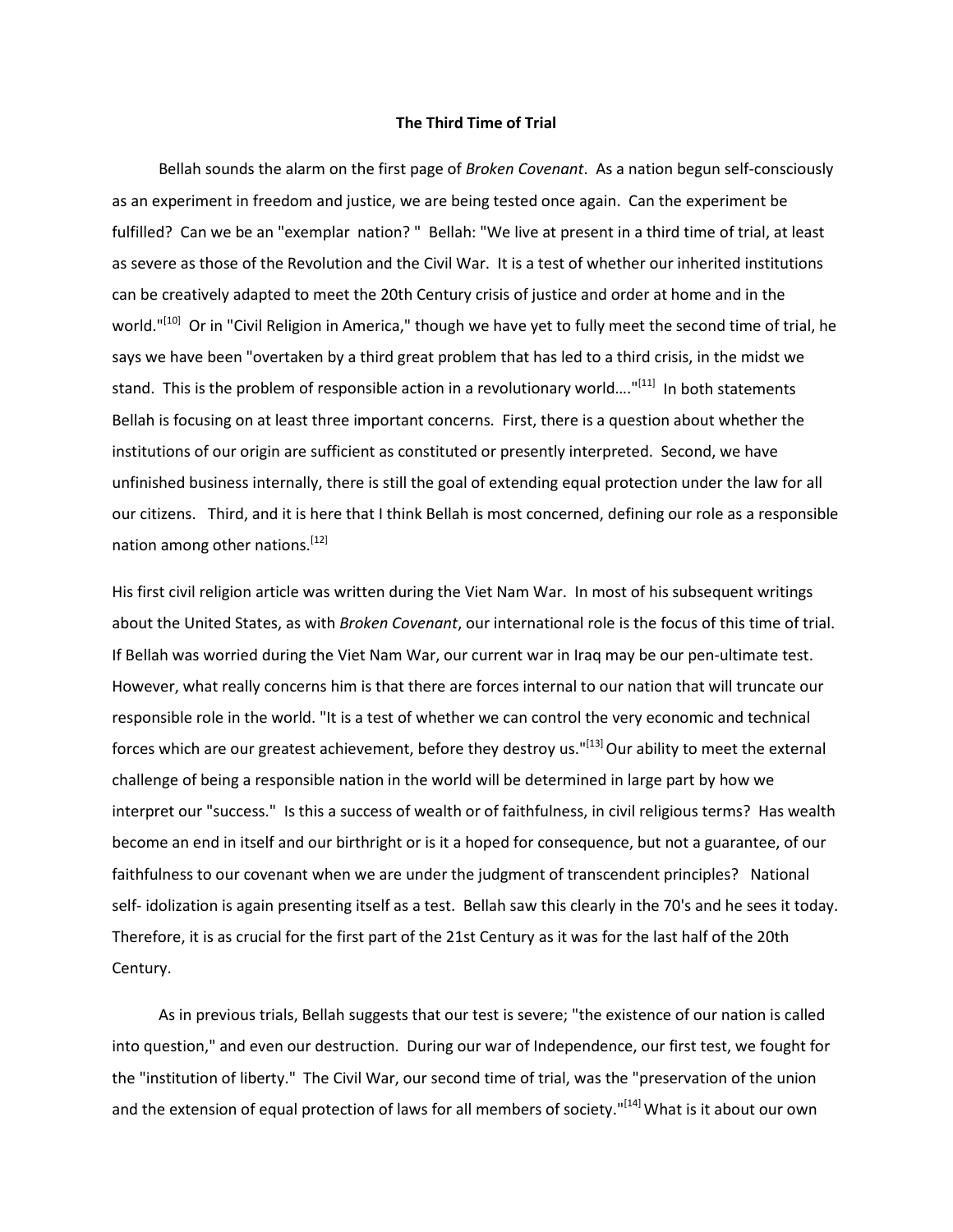**The Third Time of Trial**

Bellah sounds the alarm on the first page of *Broken Covenant*. As a nation begun self-consciously as an experiment in freedom and justice, we are being tested once again. Can the experiment be fulfilled? Can we be an "exemplar nation? " Bellah: "We live at present in a third time of trial, at least as severe as those of the Revolution and the Civil War. It is a test of whether our inherited institutions can be creatively adapted to meet the 20th Century crisis of justice and order at home and in the world."[10] Or in "Civil Religion in America," though we have yet to fully meet the second time of trial, he says we have been "overtaken by a third great problem that has led to a third crisis, in the midst we stand. This is the problem of responsible action in a revolutionary world…."[11] In both statements Bellah is focusing on at least three important concerns. First, there is a question about whether the institutions of our origin are sufficient as constituted or presently interpreted. Second, we have unfinished business internally, there is still the goal of extending equal protection under the law for all our citizens. Third, and it is here that I think Bellah is most concerned, defining our role as a responsible nation among other nations.[12]

His first civil religion article was written during the Viet Nam War. In most of his subsequent writings about the United States, as with *Broken Covenant*, our international role is the focus of this time of trial. If Bellah was worried during the Viet Nam War, our current war in Iraq may be our pen-ultimate test. However, what really concerns him is that there are forces internal to our nation that will truncate our responsible role in the world. "It is a test of whether we can control the very economic and technical forces which are our greatest achievement, before they destroy us."[13] Our ability to meet the external challenge of being a responsible nation in the world will be determined in large part by how we interpret our "success." Is this a success of wealth or of faithfulness, in civil religious terms? Has wealth become an end in itself and our birthright or is it a hoped for consequence, but not a guarantee, of our faithfulness to our covenant when we are under the judgment of transcendent principles? National self- idolization is again presenting itself as a test. Bellah saw this clearly in the 70's and he sees it today. Therefore, it is as crucial for the first part of the 21st Century as it was for the last half of the 20th Century.

As in previous trials, Bellah suggests that our test is severe; "the existence of our nation is called into question," and even our destruction. During our war of Independence, our first test, we fought for the "institution of liberty." The Civil War, our second time of trial, was the "preservation of the union and the extension of equal protection of laws for all members of society."[14] What is it about our own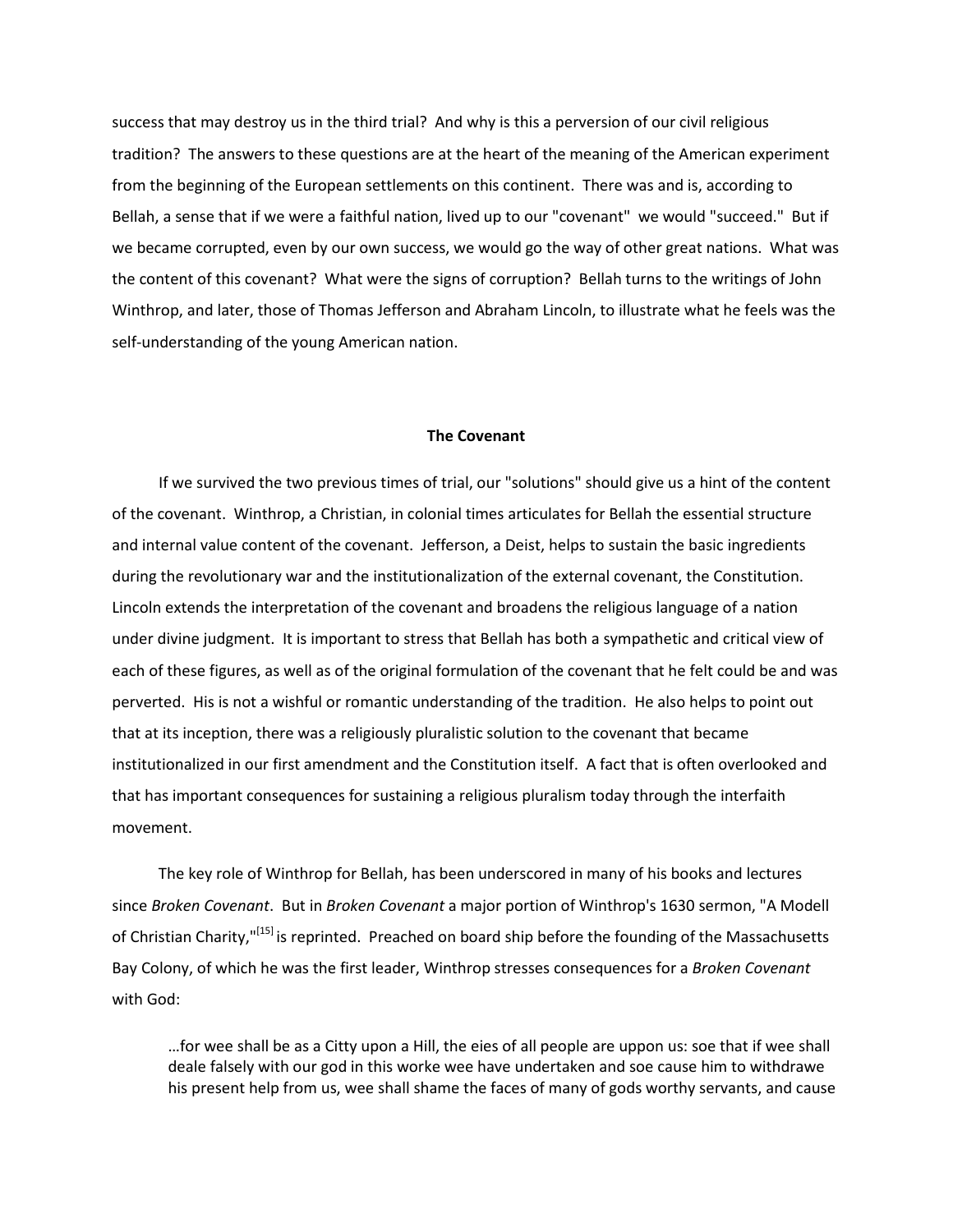success that may destroy us in the third trial? And why is this a perversion of our civil religious tradition? The answers to these questions are at the heart of the meaning of the American experiment from the beginning of the European settlements on this continent. There was and is, according to Bellah, a sense that if we were a faithful nation, lived up to our "covenant" we would "succeed." But if we became corrupted, even by our own success, we would go the way of other great nations. What was the content of this covenant? What were the signs of corruption? Bellah turns to the writings of John Winthrop, and later, those of Thomas Jefferson and Abraham Lincoln, to illustrate what he feels was the self-understanding of the young American nation.

## The Covenant

If we survived the two previous times of trial, our "solutions" should give us a hint of the content of the covenant. Winthrop, a Christian, in colonial times articulates for Bellah the essential structure and internal value content of the covenant. Jefferson, a Deist, helps to sustain the basic ingredients during the revolutionary war and the institutionalization of the external covenant, the Constitution. Lincoln extends the interpretation of the covenant and broadens the religious language of a nation under divine judgment. It is important to stress that Bellah has both a sympathetic and critical view of each of these figures, as well as of the original formulation of the covenant that he felt could be and was perverted. His is not a wishful or romantic understanding of the tradition. He also helps to point out that at its inception, there was a religiously pluralistic solution to the covenant that became institutionalized in our first amendment and the Constitution itself. A fact that is often overlooked and that has important consequences for sustaining a religious pluralism today through the interfaith movement.

The key role of Winthrop for Bellah, has been underscored in many of his books and lectures since *Broken Covenant*. But in *Broken Covenant* a major portion of Winthrop's 1630 sermon, "A Modell of Christian Charity,"[15] is reprinted. Preached on board ship before the founding of the Massachusetts Bay Colony, of which he was the first leader, Winthrop stresses consequences for a *Broken Covenant* with God:

> …for wee shall be as a Citty upon a Hill, the eies of all people are uppon us: soe that if wee shall deale falsely with our god in this worke wee have undertaken and soe cause him to withdrawe his present help from us, wee shall shame the faces of many of gods worthy servants, and cause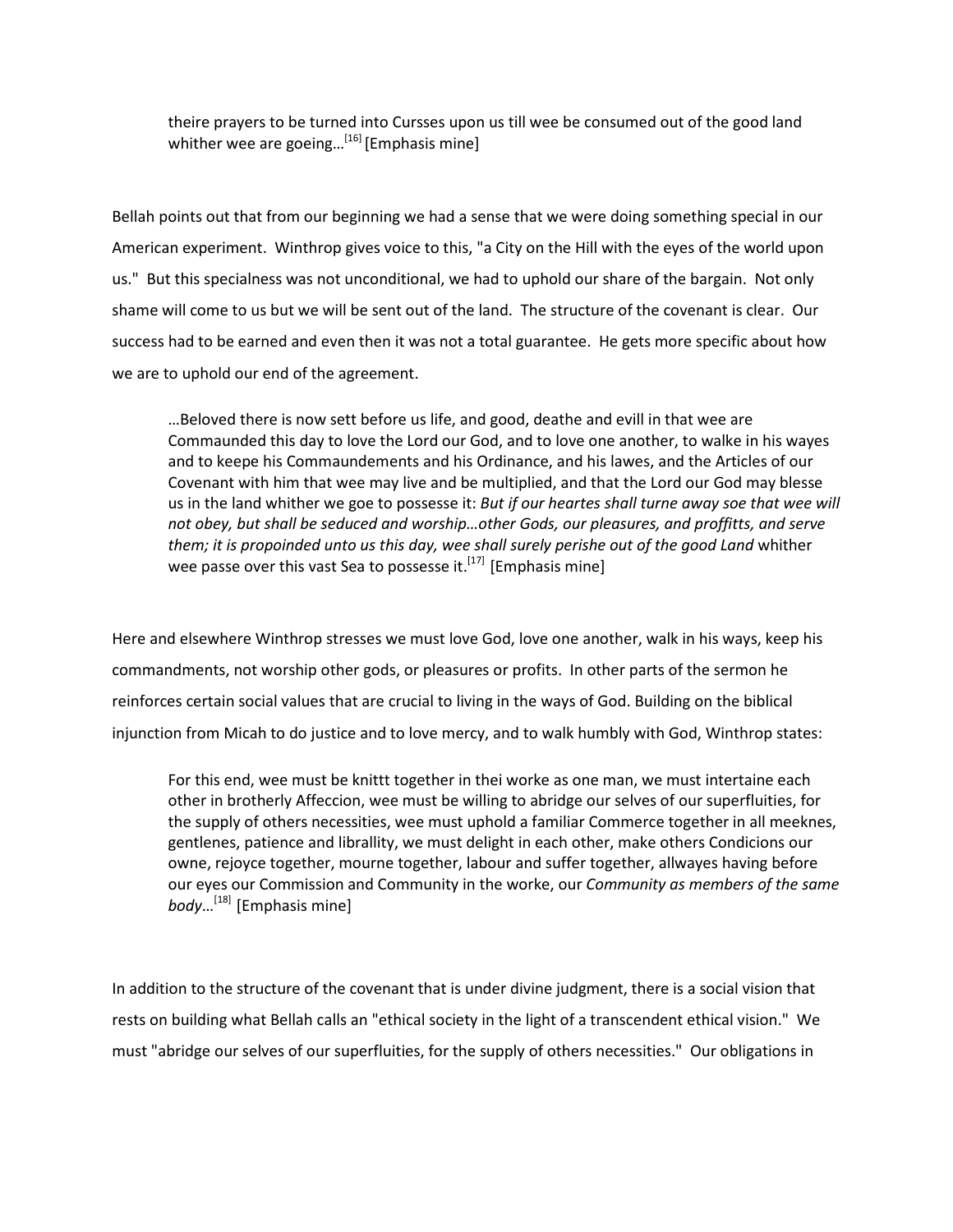> theire prayers to be turned into Cursses upon us till wee be consumed out of the good land whither wee are goeing…[16] [Emphasis mine]

Bellah points out that from our beginning we had a sense that we were doing something special in our American experiment. Winthrop gives voice to this, "a City on the Hill with the eyes of the world upon us." But this specialness was not unconditional, we had to uphold our share of the bargain. Not only shame will come to us but we will be sent out of the land. The structure of the covenant is clear. Our success had to be earned and even then it was not a total guarantee. He gets more specific about how we are to uphold our end of the agreement.

> …Beloved there is now sett before us life, and good, deathe and evill in that wee are Commaunded this day to love the Lord our God, and to love one another, to walke in his wayes and to keepe his Commaundements and his Ordinance, and his lawes, and the Articles of our Covenant with him that wee may live and be multiplied, and that the Lord our God may blesse us in the land whither we goe to possesse it: *But if our heartes shall turne away soe that wee will not obey, but shall be seduced and worship…other Gods, our pleasures, and proffitts, and serve them; it is propoinded unto us this day, wee shall surely perishe out of the good Land* whither wee passe over this vast Sea to possesse it.[17] [Emphasis mine]

Here and elsewhere Winthrop stresses we must love God, love one another, walk in his ways, keep his commandments, not worship other gods, or pleasures or profits. In other parts of the sermon he reinforces certain social values that are crucial to living in the ways of God. Building on the biblical injunction from Micah to do justice and to love mercy, and to walk humbly with God, Winthrop states:

> For this end, wee must be knittt together in thei worke as one man, we must intertaine each other in brotherly Affeccion, wee must be willing to abridge our selves of our superfluities, for the supply of others necessities, wee must uphold a familiar Commerce together in all meeknes, gentlenes, patience and librallity, we must delight in each other, make others Condicions our owne, rejoyce together, mourne together, labour and suffer together, allwayes having before our eyes our Commission and Community in the worke, our *Community as members of the same body*…[18] [Emphasis mine]

In addition to the structure of the covenant that is under divine judgment, there is a social vision that rests on building what Bellah calls an "ethical society in the light of a transcendent ethical vision." We must "abridge our selves of our superfluities, for the supply of others necessities." Our obligations in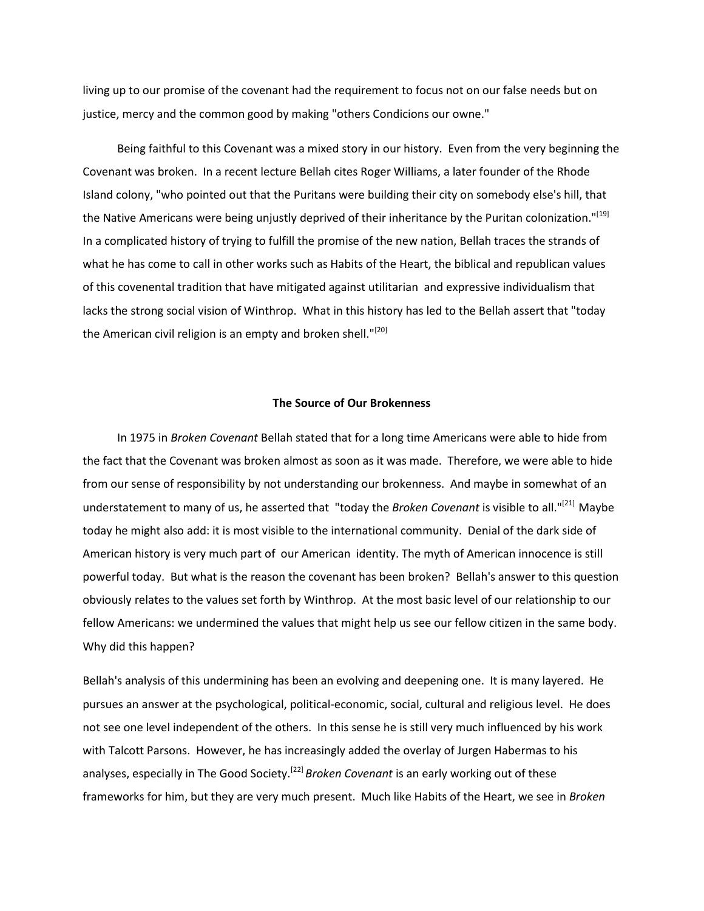living up to our promise of the covenant had the requirement to focus not on our false needs but on justice, mercy and the common good by making "others Condicions our owne."

Being faithful to this Covenant was a mixed story in our history. Even from the very beginning the Covenant was broken. In a recent lecture Bellah cites Roger Williams, a later founder of the Rhode Island colony, "who pointed out that the Puritans were building their city on somebody else's hill, that the Native Americans were being unjustly deprived of their inheritance by the Puritan colonization."[19] In a complicated history of trying to fulfill the promise of the new nation, Bellah traces the strands of what he has come to call in other works such as Habits of the Heart, the biblical and republican values of this covenental tradition that have mitigated against utilitarian and expressive individualism that lacks the strong social vision of Winthrop. What in this history has led to the Bellah assert that "today the American civil religion is an empty and broken shell."[20]

**The Source of Our Brokenness**

In 1975 in *Broken Covenant* Bellah stated that for a long time Americans were able to hide from the fact that the Covenant was broken almost as soon as it was made. Therefore, we were able to hide from our sense of responsibility by not understanding our brokenness. And maybe in somewhat of an understatement to many of us, he asserted that "today the *Broken Covenant* is visible to all."[21] Maybe today he might also add: it is most visible to the international community. Denial of the dark side of American history is very much part of our American identity. The myth of American innocence is still powerful today. But what is the reason the covenant has been broken? Bellah's answer to this question obviously relates to the values set forth by Winthrop. At the most basic level of our relationship to our fellow Americans: we undermined the values that might help us see our fellow citizen in the same body. Why did this happen?

Bellah's analysis of this undermining has been an evolving and deepening one. It is many layered. He pursues an answer at the psychological, political-economic, social, cultural and religious level. He does not see one level independent of the others. In this sense he is still very much influenced by his work with Talcott Parsons. However, he has increasingly added the overlay of Jurgen Habermas to his analyses, especially in The Good Society.[22] *Broken Covenant* is an early working out of these frameworks for him, but they are very much present. Much like Habits of the Heart, we see in *Broken*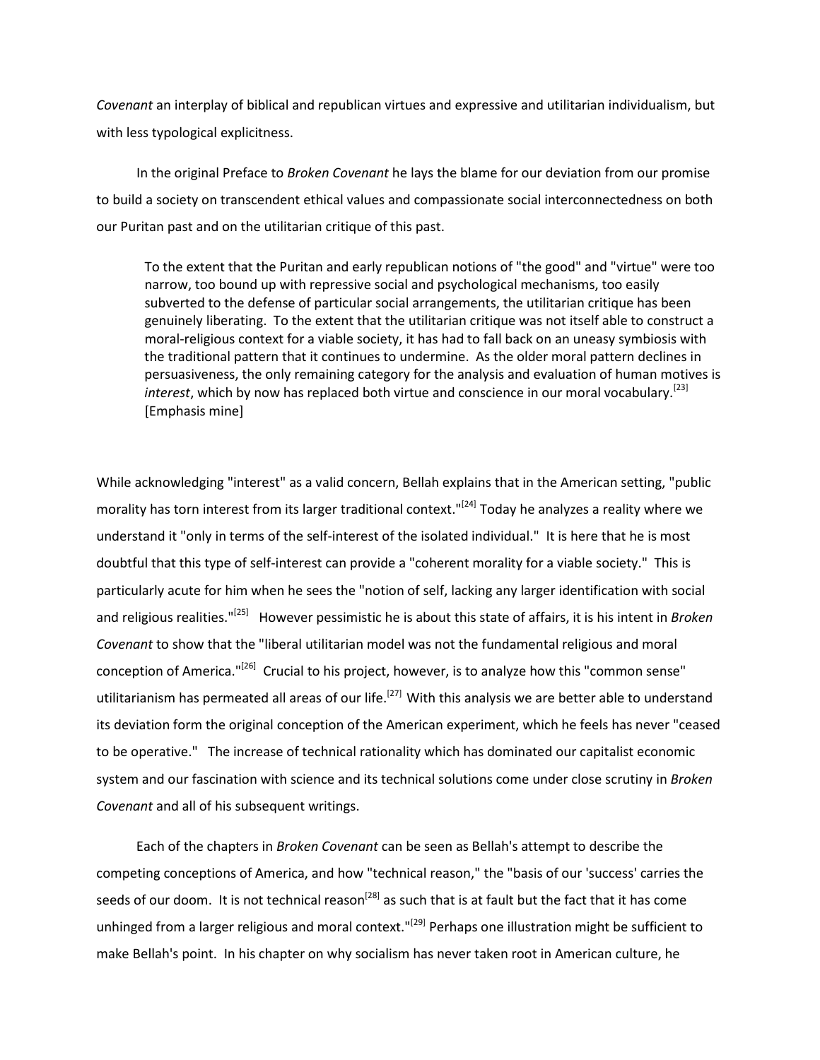*Covenant* an interplay of biblical and republican virtues and expressive and utilitarian individualism, but with less typological explicitness.

In the original Preface to *Broken Covenant* he lays the blame for our deviation from our promise to build a society on transcendent ethical values and compassionate social interconnectedness on both our Puritan past and on the utilitarian critique of this past.

> To the extent that the Puritan and early republican notions of "the good" and "virtue" were too narrow, too bound up with repressive social and psychological mechanisms, too easily subverted to the defense of particular social arrangements, the utilitarian critique has been genuinely liberating. To the extent that the utilitarian critique was not itself able to construct a moral-religious context for a viable society, it has had to fall back on an uneasy symbiosis with the traditional pattern that it continues to undermine. As the older moral pattern declines in persuasiveness, the only remaining category for the analysis and evaluation of human motives is *interest*, which by now has replaced both virtue and conscience in our moral vocabulary.[23] [Emphasis mine]

While acknowledging "interest" as a valid concern, Bellah explains that in the American setting, "public morality has torn interest from its larger traditional context."[24] Today he analyzes a reality where we understand it "only in terms of the self-interest of the isolated individual." It is here that he is most doubtful that this type of self-interest can provide a "coherent morality for a viable society." This is particularly acute for him when he sees the "notion of self, lacking any larger identification with social and religious realities."[25] However pessimistic he is about this state of affairs, it is his intent in *Broken Covenant* to show that the "liberal utilitarian model was not the fundamental religious and moral conception of America."[26] Crucial to his project, however, is to analyze how this "common sense" utilitarianism has permeated all areas of our life.[27] With this analysis we are better able to understand its deviation form the original conception of the American experiment, which he feels has never "ceased to be operative." The increase of technical rationality which has dominated our capitalist economic system and our fascination with science and its technical solutions come under close scrutiny in *Broken Covenant* and all of his subsequent writings.

Each of the chapters in *Broken Covenant* can be seen as Bellah's attempt to describe the competing conceptions of America, and how "technical reason," the "basis of our 'success' carries the seeds of our doom. It is not technical reason[28] as such that is at fault but the fact that it has come unhinged from a larger religious and moral context."[29] Perhaps one illustration might be sufficient to make Bellah's point. In his chapter on why socialism has never taken root in American culture, he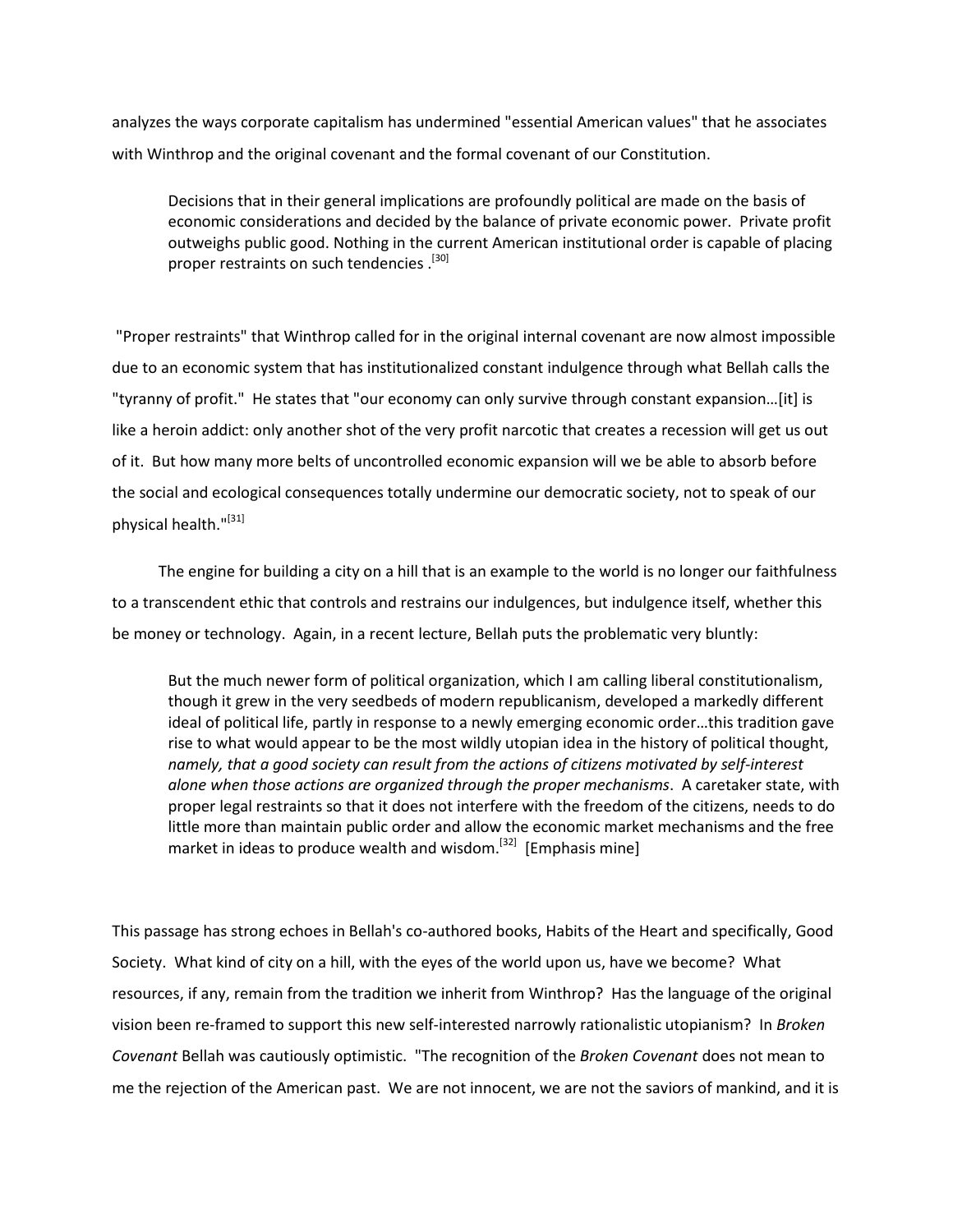analyzes the ways corporate capitalism has undermined "essential American values" that he associates with Winthrop and the original covenant and the formal covenant of our Constitution.

> Decisions that in their general implications are profoundly political are made on the basis of economic considerations and decided by the balance of private economic power. Private profit outweighs public good. Nothing in the current American institutional order is capable of placing proper restraints on such tendencies .[30]

"Proper restraints" that Winthrop called for in the original internal covenant are now almost impossible due to an economic system that has institutionalized constant indulgence through what Bellah calls the "tyranny of profit." He states that "our economy can only survive through constant expansion…[it] is like a heroin addict: only another shot of the very profit narcotic that creates a recession will get us out of it. But how many more belts of uncontrolled economic expansion will we be able to absorb before the social and ecological consequences totally undermine our democratic society, not to speak of our physical health."[31]

The engine for building a city on a hill that is an example to the world is no longer our faithfulness to a transcendent ethic that controls and restrains our indulgences, but indulgence itself, whether this be money or technology. Again, in a recent lecture, Bellah puts the problematic very bluntly:

> But the much newer form of political organization, which I am calling liberal constitutionalism, though it grew in the very seedbeds of modern republicanism, developed a markedly different ideal of political life, partly in response to a newly emerging economic order…this tradition gave rise to what would appear to be the most wildly utopian idea in the history of political thought, *namely, that a good society can result from the actions of citizens motivated by self-interest alone when those actions are organized through the proper mechanisms*. A caretaker state, with proper legal restraints so that it does not interfere with the freedom of the citizens, needs to do little more than maintain public order and allow the economic market mechanisms and the free market in ideas to produce wealth and wisdom.[32] [Emphasis mine]

This passage has strong echoes in Bellah's co-authored books, Habits of the Heart and specifically, Good Society. What kind of city on a hill, with the eyes of the world upon us, have we become? What resources, if any, remain from the tradition we inherit from Winthrop? Has the language of the original vision been re-framed to support this new self-interested narrowly rationalistic utopianism? In *Broken Covenant* Bellah was cautiously optimistic. "The recognition of the *Broken Covenant* does not mean to me the rejection of the American past. We are not innocent, we are not the saviors of mankind, and it is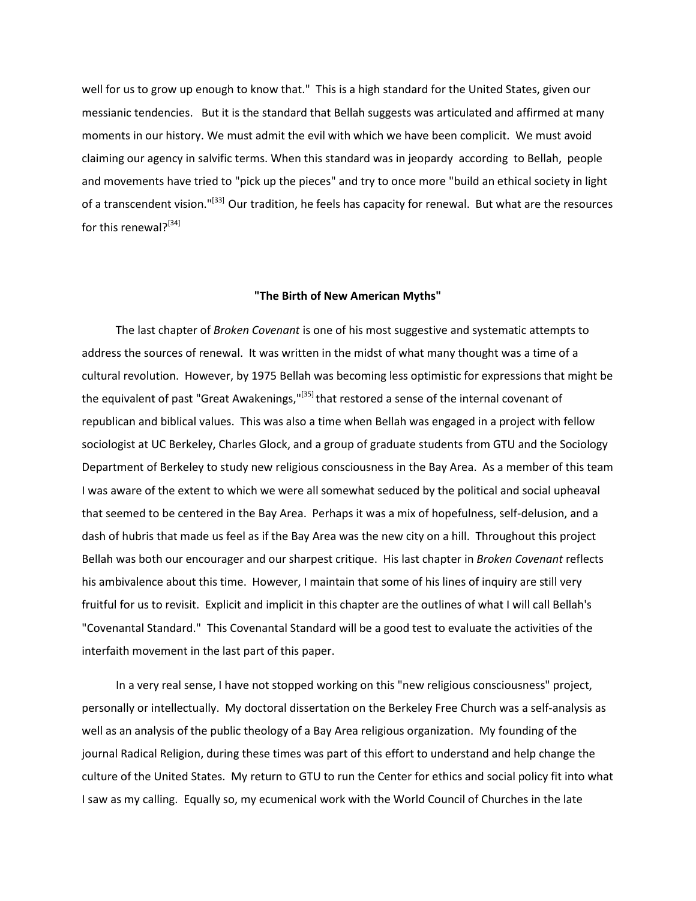well for us to grow up enough to know that." This is a high standard for the United States, given our messianic tendencies. But it is the standard that Bellah suggests was articulated and affirmed at many moments in our history. We must admit the evil with which we have been complicit. We must avoid claiming our agency in salvific terms. When this standard was in jeopardy according to Bellah, people and movements have tried to "pick up the pieces" and try to once more "build an ethical society in light of a transcendent vision."[33] Our tradition, he feels has capacity for renewal. But what are the resources for this renewal?[34]

**"The Birth of New American Myths"**

The last chapter of *Broken Covenant* is one of his most suggestive and systematic attempts to address the sources of renewal. It was written in the midst of what many thought was a time of a cultural revolution. However, by 1975 Bellah was becoming less optimistic for expressions that might be the equivalent of past "Great Awakenings,"[35] that restored a sense of the internal covenant of republican and biblical values. This was also a time when Bellah was engaged in a project with fellow sociologist at UC Berkeley, Charles Glock, and a group of graduate students from GTU and the Sociology Department of Berkeley to study new religious consciousness in the Bay Area. As a member of this team I was aware of the extent to which we were all somewhat seduced by the political and social upheaval that seemed to be centered in the Bay Area. Perhaps it was a mix of hopefulness, self-delusion, and a dash of hubris that made us feel as if the Bay Area was the new city on a hill. Throughout this project Bellah was both our encourager and our sharpest critique. His last chapter in *Broken Covenant* reflects his ambivalence about this time. However, I maintain that some of his lines of inquiry are still very fruitful for us to revisit. Explicit and implicit in this chapter are the outlines of what I will call Bellah's "Covenantal Standard." This Covenantal Standard will be a good test to evaluate the activities of the interfaith movement in the last part of this paper.

In a very real sense, I have not stopped working on this "new religious consciousness" project, personally or intellectually. My doctoral dissertation on the Berkeley Free Church was a self-analysis as well as an analysis of the public theology of a Bay Area religious organization. My founding of the journal Radical Religion, during these times was part of this effort to understand and help change the culture of the United States. My return to GTU to run the Center for ethics and social policy fit into what I saw as my calling. Equally so, my ecumenical work with the World Council of Churches in the late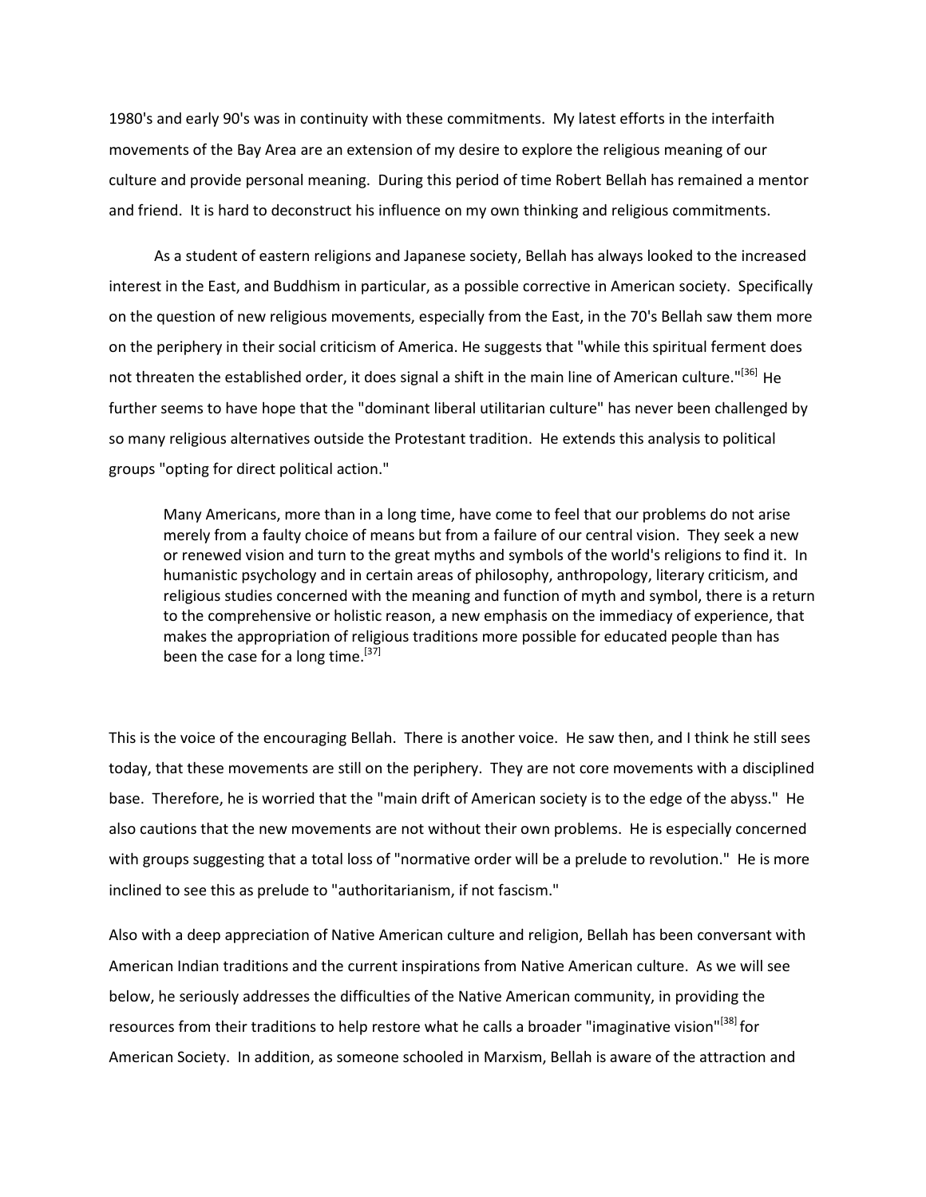1980's and early 90's was in continuity with these commitments. My latest efforts in the interfaith movements of the Bay Area are an extension of my desire to explore the religious meaning of our culture and provide personal meaning. During this period of time Robert Bellah has remained a mentor and friend. It is hard to deconstruct his influence on my own thinking and religious commitments.

As a student of eastern religions and Japanese society, Bellah has always looked to the increased interest in the East, and Buddhism in particular, as a possible corrective in American society. Specifically on the question of new religious movements, especially from the East, in the 70's Bellah saw them more on the periphery in their social criticism of America. He suggests that "while this spiritual ferment does not threaten the established order, it does signal a shift in the main line of American culture."[36] He further seems to have hope that the "dominant liberal utilitarian culture" has never been challenged by so many religious alternatives outside the Protestant tradition. He extends this analysis to political groups "opting for direct political action."

> Many Americans, more than in a long time, have come to feel that our problems do not arise merely from a faulty choice of means but from a failure of our central vision. They seek a new or renewed vision and turn to the great myths and symbols of the world's religions to find it. In humanistic psychology and in certain areas of philosophy, anthropology, literary criticism, and religious studies concerned with the meaning and function of myth and symbol, there is a return to the comprehensive or holistic reason, a new emphasis on the immediacy of experience, that makes the appropriation of religious traditions more possible for educated people than has been the case for a long time.[37]

This is the voice of the encouraging Bellah. There is another voice. He saw then, and I think he still sees today, that these movements are still on the periphery. They are not core movements with a disciplined base. Therefore, he is worried that the "main drift of American society is to the edge of the abyss." He also cautions that the new movements are not without their own problems. He is especially concerned with groups suggesting that a total loss of "normative order will be a prelude to revolution." He is more inclined to see this as prelude to "authoritarianism, if not fascism."

Also with a deep appreciation of Native American culture and religion, Bellah has been conversant with American Indian traditions and the current inspirations from Native American culture. As we will see below, he seriously addresses the difficulties of the Native American community, in providing the resources from their traditions to help restore what he calls a broader "imaginative vision"[38] for American Society. In addition, as someone schooled in Marxism, Bellah is aware of the attraction and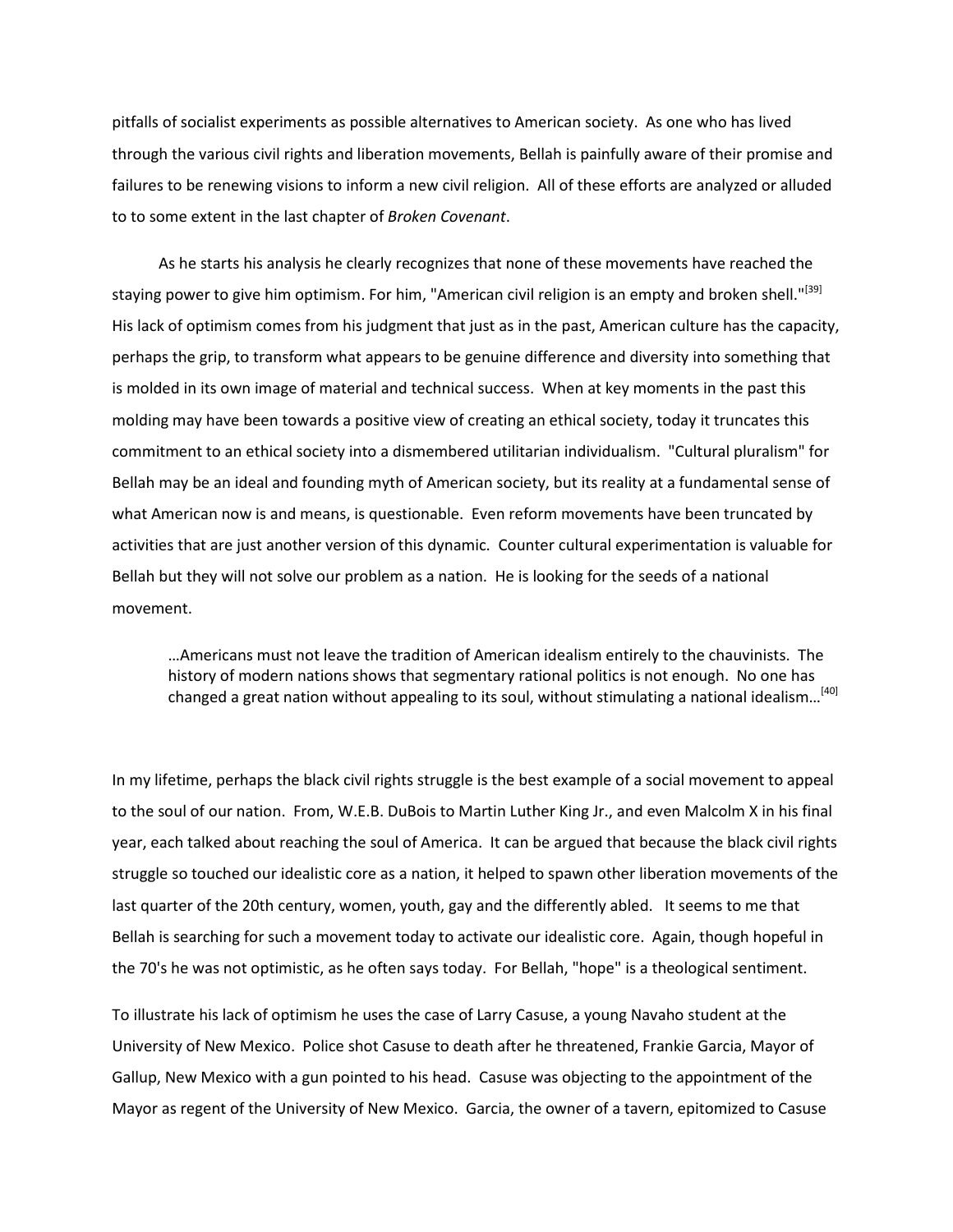pitfalls of socialist experiments as possible alternatives to American society. As one who has lived through the various civil rights and liberation movements, Bellah is painfully aware of their promise and failures to be renewing visions to inform a new civil religion. All of these efforts are analyzed or alluded to to some extent in the last chapter of *Broken Covenant*.

As he starts his analysis he clearly recognizes that none of these movements have reached the staying power to give him optimism. For him, "American civil religion is an empty and broken shell."[39] His lack of optimism comes from his judgment that just as in the past, American culture has the capacity, perhaps the grip, to transform what appears to be genuine difference and diversity into something that is molded in its own image of material and technical success. When at key moments in the past this molding may have been towards a positive view of creating an ethical society, today it truncates this commitment to an ethical society into a dismembered utilitarian individualism. "Cultural pluralism" for Bellah may be an ideal and founding myth of American society, but its reality at a fundamental sense of what American now is and means, is questionable. Even reform movements have been truncated by activities that are just another version of this dynamic. Counter cultural experimentation is valuable for Bellah but they will not solve our problem as a nation. He is looking for the seeds of a national movement.

> …Americans must not leave the tradition of American idealism entirely to the chauvinists. The history of modern nations shows that segmentary rational politics is not enough. No one has changed a great nation without appealing to its soul, without stimulating a national idealism…[40]

In my lifetime, perhaps the black civil rights struggle is the best example of a social movement to appeal to the soul of our nation. From, W.E.B. DuBois to Martin Luther King Jr., and even Malcolm X in his final year, each talked about reaching the soul of America. It can be argued that because the black civil rights struggle so touched our idealistic core as a nation, it helped to spawn other liberation movements of the last quarter of the 20th century, women, youth, gay and the differently abled. It seems to me that Bellah is searching for such a movement today to activate our idealistic core. Again, though hopeful in the 70's he was not optimistic, as he often says today. For Bellah, "hope" is a theological sentiment.

To illustrate his lack of optimism he uses the case of Larry Casuse, a young Navaho student at the University of New Mexico. Police shot Casuse to death after he threatened, Frankie Garcia, Mayor of Gallup, New Mexico with a gun pointed to his head. Casuse was objecting to the appointment of the Mayor as regent of the University of New Mexico. Garcia, the owner of a tavern, epitomized to Casuse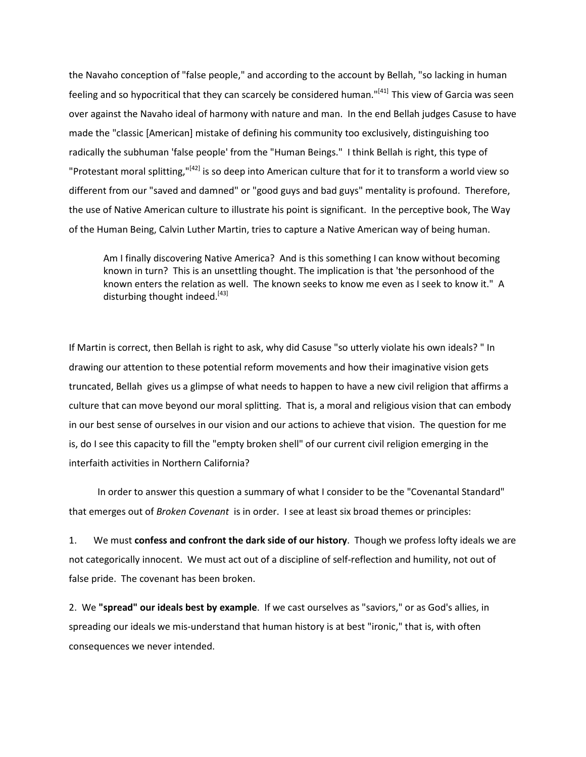the Navaho conception of "false people," and according to the account by Bellah, "so lacking in human feeling and so hypocritical that they can scarcely be considered human."[41] This view of Garcia was seen over against the Navaho ideal of harmony with nature and man. In the end Bellah judges Casuse to have made the "classic [American] mistake of defining his community too exclusively, distinguishing too radically the subhuman 'false people' from the "Human Beings." I think Bellah is right, this type of "Protestant moral splitting,"[42] is so deep into American culture that for it to transform a world view so different from our "saved and damned" or "good guys and bad guys" mentality is profound. Therefore, the use of Native American culture to illustrate his point is significant. In the perceptive book, The Way of the Human Being, Calvin Luther Martin, tries to capture a Native American way of being human.

> Am I finally discovering Native America? And is this something I can know without becoming known in turn? This is an unsettling thought. The implication is that 'the personhood of the known enters the relation as well. The known seeks to know me even as I seek to know it." A disturbing thought indeed.[43]

If Martin is correct, then Bellah is right to ask, why did Casuse "so utterly violate his own ideals? " In drawing our attention to these potential reform movements and how their imaginative vision gets truncated, Bellah gives us a glimpse of what needs to happen to have a new civil religion that affirms a culture that can move beyond our moral splitting. That is, a moral and religious vision that can embody in our best sense of ourselves in our vision and our actions to achieve that vision. The question for me is, do I see this capacity to fill the "empty broken shell" of our current civil religion emerging in the interfaith activities in Northern California?

In order to answer this question a summary of what I consider to be the "Covenantal Standard" that emerges out of *Broken Covenant* is in order. I see at least six broad themes or principles:

1. We must **confess and confront the dark side of our history**. Though we profess lofty ideals we are not categorically innocent. We must act out of a discipline of self-reflection and humility, not out of false pride. The covenant has been broken.

2. We **"spread" our ideals best by example**. If we cast ourselves as "saviors," or as God's allies, in spreading our ideals we mis-understand that human history is at best "ironic," that is, with often consequences we never intended.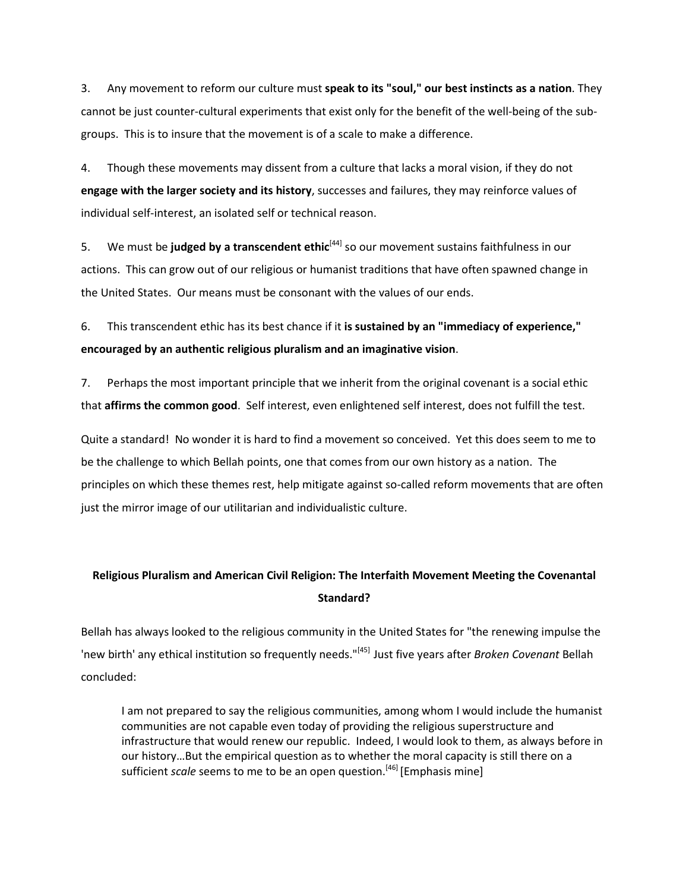3. Any movement to reform our culture must **speak to its "soul," our best instincts as a nation**. They cannot be just counter-cultural experiments that exist only for the benefit of the well-being of the sub-groups. This is to insure that the movement is of a scale to make a difference.

4. Though these movements may dissent from a culture that lacks a moral vision, if they do not **engage with the larger society and its history**, successes and failures, they may reinforce values of individual self-interest, an isolated self or technical reason.

5. We must be **judged by a transcendent ethic**[44] so our movement sustains faithfulness in our actions. This can grow out of our religious or humanist traditions that have often spawned change in the United States. Our means must be consonant with the values of our ends.

6. This transcendent ethic has its best chance if it **is sustained by an "immediacy of experience," encouraged by an authentic religious pluralism and an imaginative vision**.

7. Perhaps the most important principle that we inherit from the original covenant is a social ethic that **affirms the common good**. Self interest, even enlightened self interest, does not fulfill the test.

Quite a standard! No wonder it is hard to find a movement so conceived. Yet this does seem to me to be the challenge to which Bellah points, one that comes from our own history as a nation. The principles on which these themes rest, help mitigate against so-called reform movements that are often just the mirror image of our utilitarian and individualistic culture.

## Religious Pluralism and American Civil Religion: The Interfaith Movement Meeting the Covenantal Standard?

Bellah has always looked to the religious community in the United States for "the renewing impulse the 'new birth' any ethical institution so frequently needs."[45] Just five years after *Broken Covenant* Bellah concluded:

> I am not prepared to say the religious communities, among whom I would include the humanist communities are not capable even today of providing the religious superstructure and infrastructure that would renew our republic. Indeed, I would look to them, as always before in our history…But the empirical question as to whether the moral capacity is still there on a sufficient *scale* seems to me to be an open question.[46] [Emphasis mine]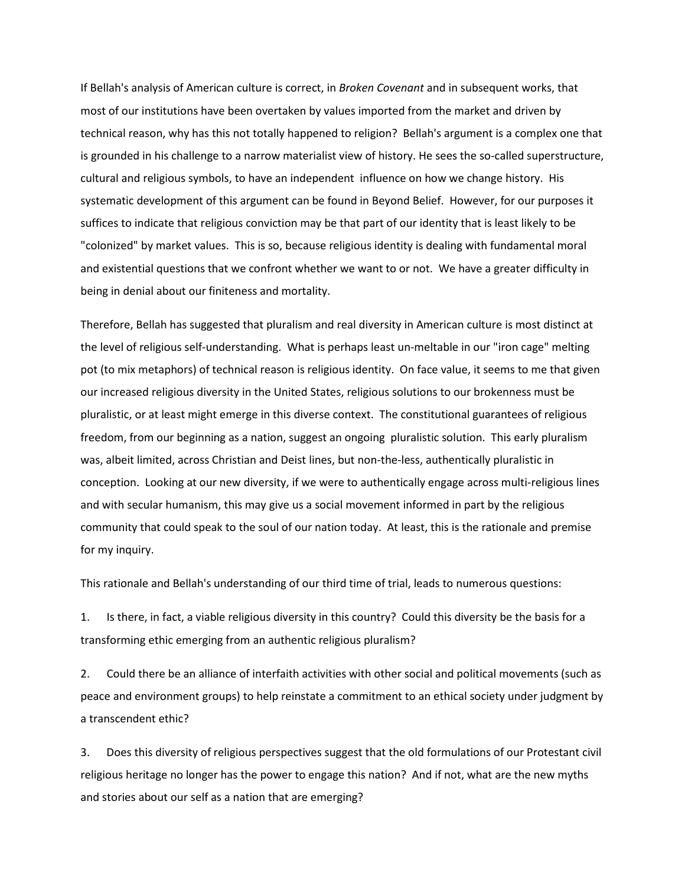If Bellah's analysis of American culture is correct, in *Broken Covenant* and in subsequent works, that most of our institutions have been overtaken by values imported from the market and driven by technical reason, why has this not totally happened to religion? Bellah's argument is a complex one that is grounded in his challenge to a narrow materialist view of history. He sees the so-called superstructure, cultural and religious symbols, to have an independent influence on how we change history. His systematic development of this argument can be found in Beyond Belief. However, for our purposes it suffices to indicate that religious conviction may be that part of our identity that is least likely to be "colonized" by market values. This is so, because religious identity is dealing with fundamental moral and existential questions that we confront whether we want to or not. We have a greater difficulty in being in denial about our finiteness and mortality.

Therefore, Bellah has suggested that pluralism and real diversity in American culture is most distinct at the level of religious self-understanding. What is perhaps least un-meltable in our "iron cage" melting pot (to mix metaphors) of technical reason is religious identity. On face value, it seems to me that given our increased religious diversity in the United States, religious solutions to our brokenness must be pluralistic, or at least might emerge in this diverse context. The constitutional guarantees of religious freedom, from our beginning as a nation, suggest an ongoing pluralistic solution. This early pluralism was, albeit limited, across Christian and Deist lines, but non-the-less, authentically pluralistic in conception. Looking at our new diversity, if we were to authentically engage across multi-religious lines and with secular humanism, this may give us a social movement informed in part by the religious community that could speak to the soul of our nation today. At least, this is the rationale and premise for my inquiry.

This rationale and Bellah's understanding of our third time of trial, leads to numerous questions:

1. Is there, in fact, a viable religious diversity in this country? Could this diversity be the basis for a transforming ethic emerging from an authentic religious pluralism?

2. Could there be an alliance of interfaith activities with other social and political movements (such as peace and environment groups) to help reinstate a commitment to an ethical society under judgment by a transcendent ethic?

3. Does this diversity of religious perspectives suggest that the old formulations of our Protestant civil religious heritage no longer has the power to engage this nation? And if not, what are the new myths and stories about our self as a nation that are emerging?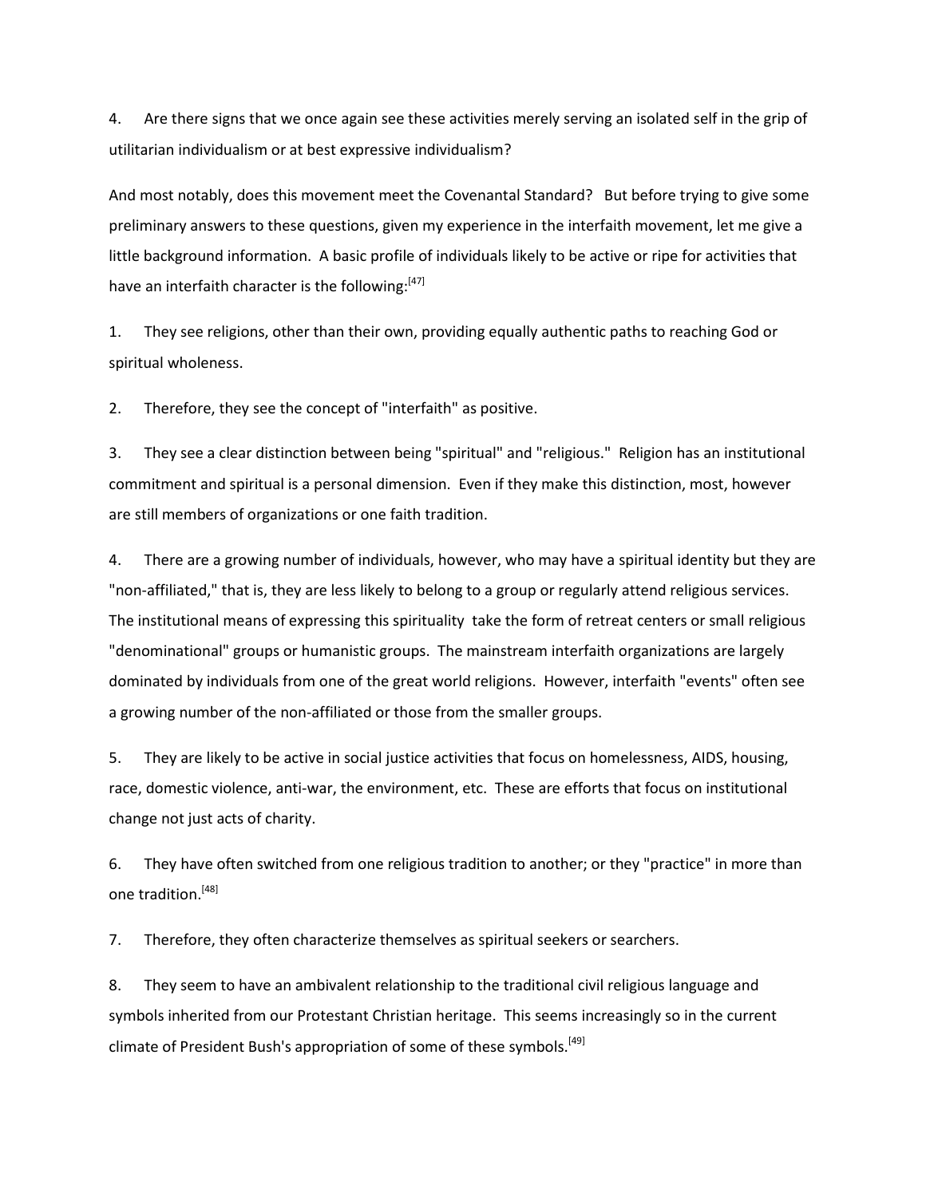4. Are there signs that we once again see these activities merely serving an isolated self in the grip of utilitarian individualism or at best expressive individualism?

And most notably, does this movement meet the Covenantal Standard? But before trying to give some preliminary answers to these questions, given my experience in the interfaith movement, let me give a little background information. A basic profile of individuals likely to be active or ripe for activities that have an interfaith character is the following:[47]

1. They see religions, other than their own, providing equally authentic paths to reaching God or spiritual wholeness.

2. Therefore, they see the concept of "interfaith" as positive.

3. They see a clear distinction between being "spiritual" and "religious." Religion has an institutional commitment and spiritual is a personal dimension. Even if they make this distinction, most, however are still members of organizations or one faith tradition.

4. There are a growing number of individuals, however, who may have a spiritual identity but they are "non-affiliated," that is, they are less likely to belong to a group or regularly attend religious services. The institutional means of expressing this spirituality take the form of retreat centers or small religious "denominational" groups or humanistic groups. The mainstream interfaith organizations are largely dominated by individuals from one of the great world religions. However, interfaith "events" often see a growing number of the non-affiliated or those from the smaller groups.

5. They are likely to be active in social justice activities that focus on homelessness, AIDS, housing, race, domestic violence, anti-war, the environment, etc. These are efforts that focus on institutional change not just acts of charity.

6. They have often switched from one religious tradition to another; or they "practice" in more than one tradition.[48]

7. Therefore, they often characterize themselves as spiritual seekers or searchers.

8. They seem to have an ambivalent relationship to the traditional civil religious language and symbols inherited from our Protestant Christian heritage. This seems increasingly so in the current climate of President Bush's appropriation of some of these symbols.[49]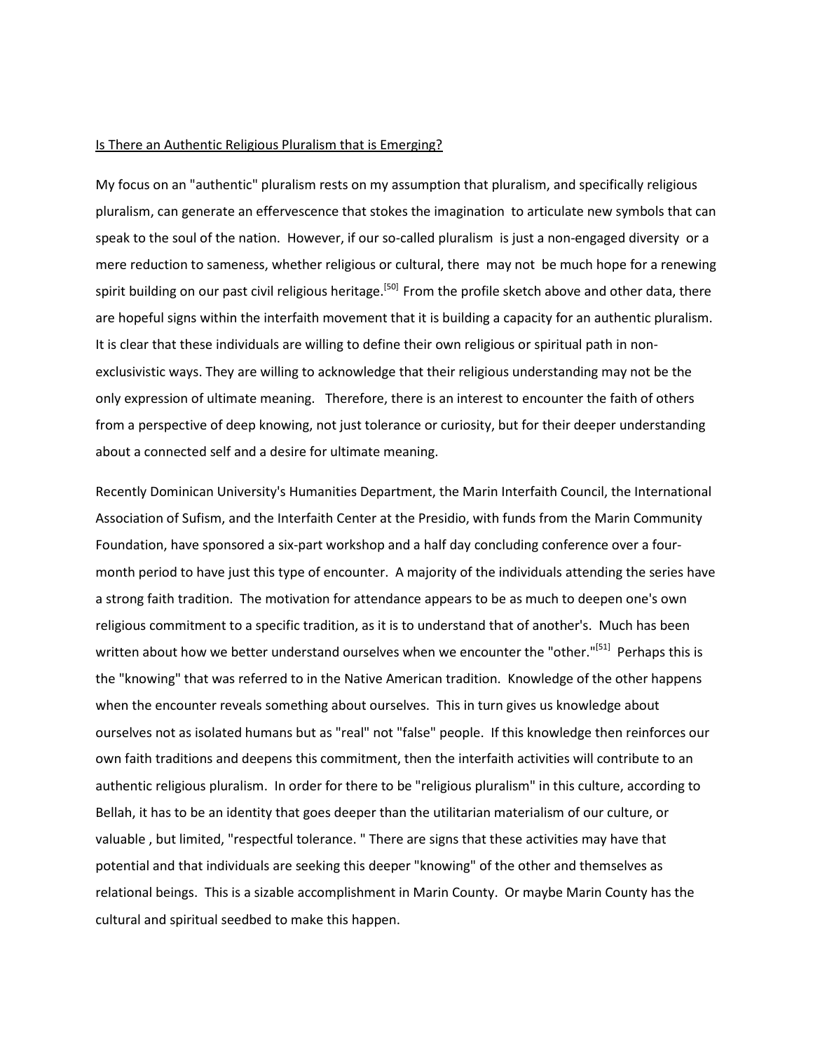## Is There an Authentic Religious Pluralism that is Emerging?

My focus on an "authentic" pluralism rests on my assumption that pluralism, and specifically religious pluralism, can generate an effervescence that stokes the imagination to articulate new symbols that can speak to the soul of the nation. However, if our so-called pluralism is just a non-engaged diversity or a mere reduction to sameness, whether religious or cultural, there may not be much hope for a renewing spirit building on our past civil religious heritage.[50] From the profile sketch above and other data, there are hopeful signs within the interfaith movement that it is building a capacity for an authentic pluralism. It is clear that these individuals are willing to define their own religious or spiritual path in non-exclusivistic ways. They are willing to acknowledge that their religious understanding may not be the only expression of ultimate meaning. Therefore, there is an interest to encounter the faith of others from a perspective of deep knowing, not just tolerance or curiosity, but for their deeper understanding about a connected self and a desire for ultimate meaning.

Recently Dominican University's Humanities Department, the Marin Interfaith Council, the International Association of Sufism, and the Interfaith Center at the Presidio, with funds from the Marin Community Foundation, have sponsored a six-part workshop and a half day concluding conference over a four-month period to have just this type of encounter. A majority of the individuals attending the series have a strong faith tradition. The motivation for attendance appears to be as much to deepen one's own religious commitment to a specific tradition, as it is to understand that of another's. Much has been written about how we better understand ourselves when we encounter the "other."[51] Perhaps this is the "knowing" that was referred to in the Native American tradition. Knowledge of the other happens when the encounter reveals something about ourselves. This in turn gives us knowledge about ourselves not as isolated humans but as "real" not "false" people. If this knowledge then reinforces our own faith traditions and deepens this commitment, then the interfaith activities will contribute to an authentic religious pluralism. In order for there to be "religious pluralism" in this culture, according to Bellah, it has to be an identity that goes deeper than the utilitarian materialism of our culture, or valuable , but limited, "respectful tolerance. " There are signs that these activities may have that potential and that individuals are seeking this deeper "knowing" of the other and themselves as relational beings. This is a sizable accomplishment in Marin County. Or maybe Marin County has the cultural and spiritual seedbed to make this happen.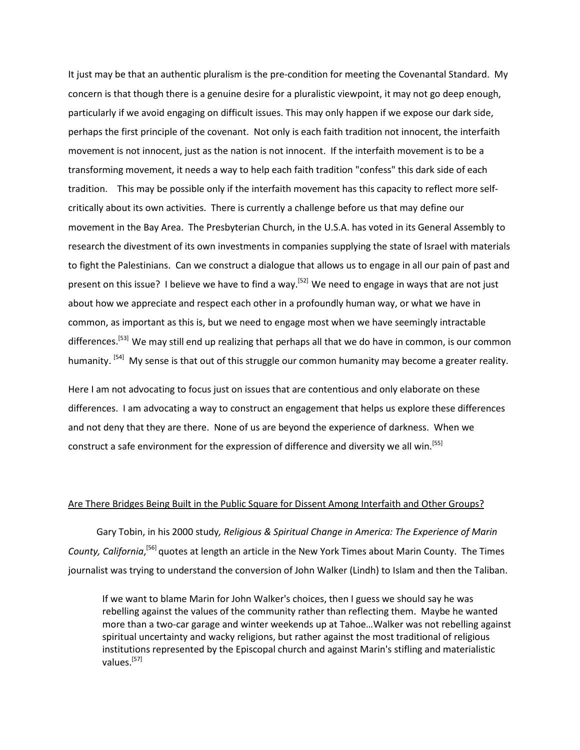It just may be that an authentic pluralism is the pre-condition for meeting the Covenantal Standard. My concern is that though there is a genuine desire for a pluralistic viewpoint, it may not go deep enough, particularly if we avoid engaging on difficult issues. This may only happen if we expose our dark side, perhaps the first principle of the covenant. Not only is each faith tradition not innocent, the interfaith movement is not innocent, just as the nation is not innocent. If the interfaith movement is to be a transforming movement, it needs a way to help each faith tradition "confess" this dark side of each tradition. This may be possible only if the interfaith movement has this capacity to reflect more self-critically about its own activities. There is currently a challenge before us that may define our movement in the Bay Area. The Presbyterian Church, in the U.S.A. has voted in its General Assembly to research the divestment of its own investments in companies supplying the state of Israel with materials to fight the Palestinians. Can we construct a dialogue that allows us to engage in all our pain of past and present on this issue? I believe we have to find a way.[52] We need to engage in ways that are not just about how we appreciate and respect each other in a profoundly human way, or what we have in common, as important as this is, but we need to engage most when we have seemingly intractable differences.[53] We may still end up realizing that perhaps all that we do have in common, is our common humanity. [54] My sense is that out of this struggle our common humanity may become a greater reality.

Here I am not advocating to focus just on issues that are contentious and only elaborate on these differences. I am advocating a way to construct an engagement that helps us explore these differences and not deny that they are there. None of us are beyond the experience of darkness. When we construct a safe environment for the expression of difference and diversity we all win.[55]

## Are There Bridges Being Built in the Public Square for Dissent Among Interfaith and Other Groups?

Gary Tobin, in his 2000 study, *Religious & Spiritual Change in America: The Experience of Marin County, California*,[56] quotes at length an article in the New York Times about Marin County. The Times journalist was trying to understand the conversion of John Walker (Lindh) to Islam and then the Taliban.

> If we want to blame Marin for John Walker's choices, then I guess we should say he was rebelling against the values of the community rather than reflecting them. Maybe he wanted more than a two-car garage and winter weekends up at Tahoe…Walker was not rebelling against spiritual uncertainty and wacky religions, but rather against the most traditional of religious institutions represented by the Episcopal church and against Marin's stifling and materialistic values.[57]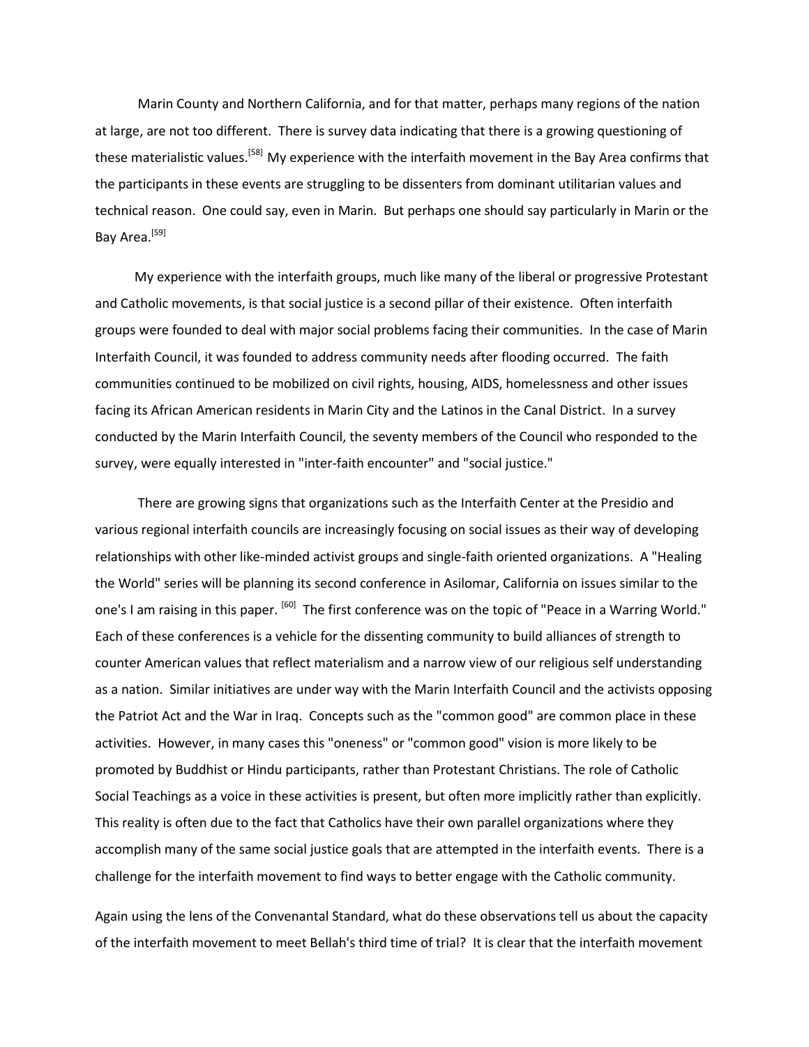Marin County and Northern California, and for that matter, perhaps many regions of the nation at large, are not too different. There is survey data indicating that there is a growing questioning of these materialistic values.[58] My experience with the interfaith movement in the Bay Area confirms that the participants in these events are struggling to be dissenters from dominant utilitarian values and technical reason. One could say, even in Marin. But perhaps one should say particularly in Marin or the Bay Area.[59]

My experience with the interfaith groups, much like many of the liberal or progressive Protestant and Catholic movements, is that social justice is a second pillar of their existence. Often interfaith groups were founded to deal with major social problems facing their communities. In the case of Marin Interfaith Council, it was founded to address community needs after flooding occurred. The faith communities continued to be mobilized on civil rights, housing, AIDS, homelessness and other issues facing its African American residents in Marin City and the Latinos in the Canal District. In a survey conducted by the Marin Interfaith Council, the seventy members of the Council who responded to the survey, were equally interested in "inter-faith encounter" and "social justice."

There are growing signs that organizations such as the Interfaith Center at the Presidio and various regional interfaith councils are increasingly focusing on social issues as their way of developing relationships with other like-minded activist groups and single-faith oriented organizations. A "Healing the World" series will be planning its second conference in Asilomar, California on issues similar to the one's I am raising in this paper. [60] The first conference was on the topic of "Peace in a Warring World." Each of these conferences is a vehicle for the dissenting community to build alliances of strength to counter American values that reflect materialism and a narrow view of our religious self understanding as a nation. Similar initiatives are under way with the Marin Interfaith Council and the activists opposing the Patriot Act and the War in Iraq. Concepts such as the "common good" are common place in these activities. However, in many cases this "oneness" or "common good" vision is more likely to be promoted by Buddhist or Hindu participants, rather than Protestant Christians. The role of Catholic Social Teachings as a voice in these activities is present, but often more implicitly rather than explicitly. This reality is often due to the fact that Catholics have their own parallel organizations where they accomplish many of the same social justice goals that are attempted in the interfaith events. There is a challenge for the interfaith movement to find ways to better engage with the Catholic community.

Again using the lens of the Convenantal Standard, what do these observations tell us about the capacity of the interfaith movement to meet Bellah's third time of trial? It is clear that the interfaith movement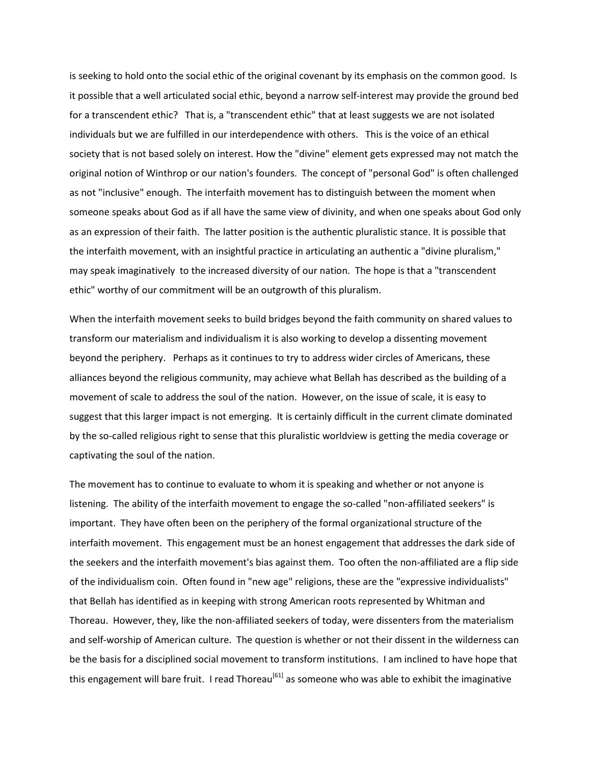is seeking to hold onto the social ethic of the original covenant by its emphasis on the common good. Is it possible that a well articulated social ethic, beyond a narrow self-interest may provide the ground bed for a transcendent ethic? That is, a "transcendent ethic" that at least suggests we are not isolated individuals but we are fulfilled in our interdependence with others. This is the voice of an ethical society that is not based solely on interest. How the "divine" element gets expressed may not match the original notion of Winthrop or our nation's founders. The concept of "personal God" is often challenged as not "inclusive" enough. The interfaith movement has to distinguish between the moment when someone speaks about God as if all have the same view of divinity, and when one speaks about God only as an expression of their faith. The latter position is the authentic pluralistic stance. It is possible that the interfaith movement, with an insightful practice in articulating an authentic a "divine pluralism," may speak imaginatively to the increased diversity of our nation. The hope is that a "transcendent ethic" worthy of our commitment will be an outgrowth of this pluralism.

When the interfaith movement seeks to build bridges beyond the faith community on shared values to transform our materialism and individualism it is also working to develop a dissenting movement beyond the periphery. Perhaps as it continues to try to address wider circles of Americans, these alliances beyond the religious community, may achieve what Bellah has described as the building of a movement of scale to address the soul of the nation. However, on the issue of scale, it is easy to suggest that this larger impact is not emerging. It is certainly difficult in the current climate dominated by the so-called religious right to sense that this pluralistic worldview is getting the media coverage or captivating the soul of the nation.

The movement has to continue to evaluate to whom it is speaking and whether or not anyone is listening. The ability of the interfaith movement to engage the so-called "non-affiliated seekers" is important. They have often been on the periphery of the formal organizational structure of the interfaith movement. This engagement must be an honest engagement that addresses the dark side of the seekers and the interfaith movement's bias against them. Too often the non-affiliated are a flip side of the individualism coin. Often found in "new age" religions, these are the "expressive individualists" that Bellah has identified as in keeping with strong American roots represented by Whitman and Thoreau. However, they, like the non-affiliated seekers of today, were dissenters from the materialism and self-worship of American culture. The question is whether or not their dissent in the wilderness can be the basis for a disciplined social movement to transform institutions. I am inclined to have hope that this engagement will bare fruit. I read Thoreau[61] as someone who was able to exhibit the imaginative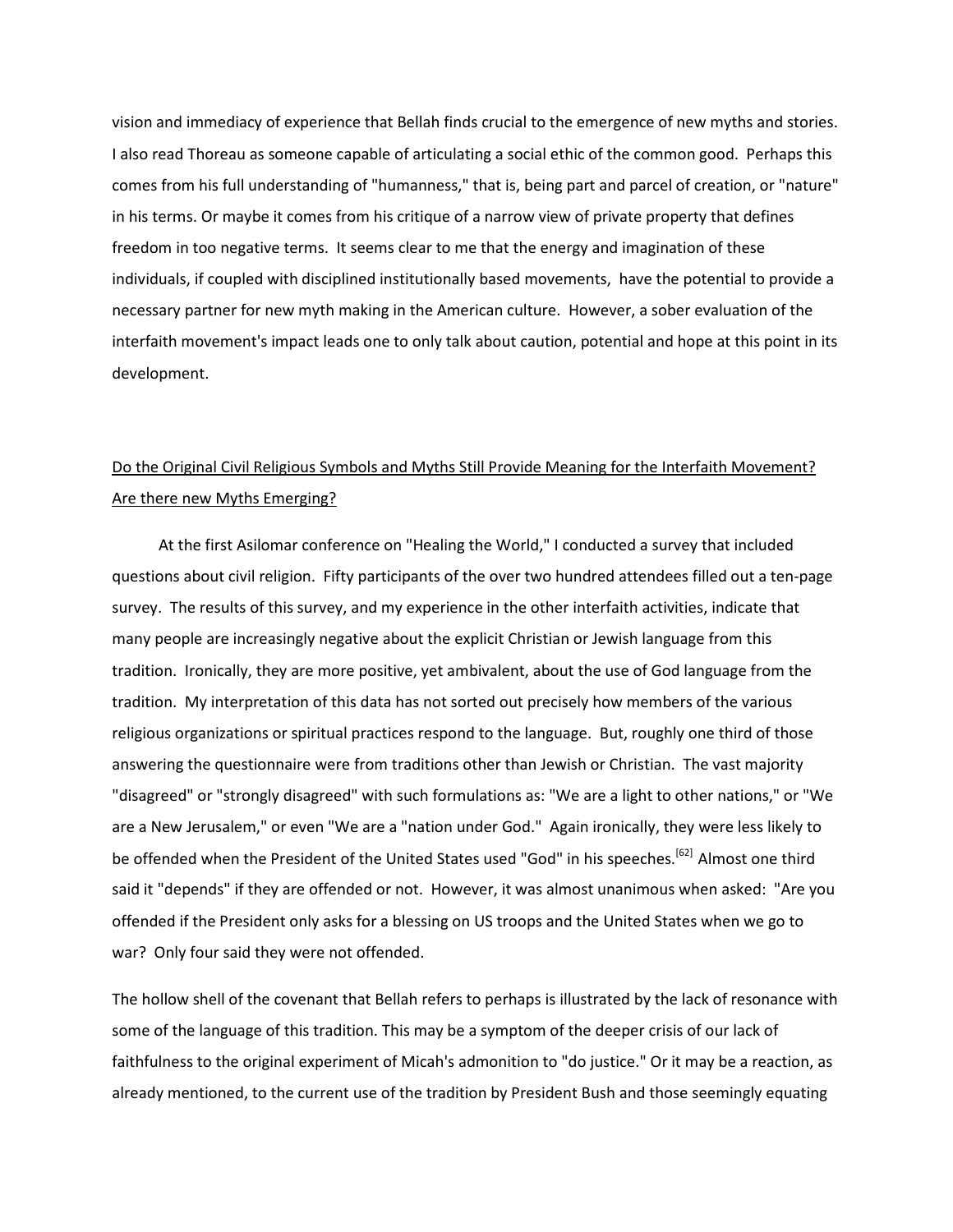vision and immediacy of experience that Bellah finds crucial to the emergence of new myths and stories. I also read Thoreau as someone capable of articulating a social ethic of the common good. Perhaps this comes from his full understanding of "humanness," that is, being part and parcel of creation, or "nature" in his terms. Or maybe it comes from his critique of a narrow view of private property that defines freedom in too negative terms. It seems clear to me that the energy and imagination of these individuals, if coupled with disciplined institutionally based movements, have the potential to provide a necessary partner for new myth making in the American culture. However, a sober evaluation of the interfaith movement's impact leads one to only talk about caution, potential and hope at this point in its development.

<u>Do the Original Civil Religious Symbols and Myths Still Provide Meaning for the Interfaith Movement? Are there new Myths Emerging?</u>

At the first Asilomar conference on "Healing the World," I conducted a survey that included questions about civil religion. Fifty participants of the over two hundred attendees filled out a ten-page survey. The results of this survey, and my experience in the other interfaith activities, indicate that many people are increasingly negative about the explicit Christian or Jewish language from this tradition. Ironically, they are more positive, yet ambivalent, about the use of God language from the tradition. My interpretation of this data has not sorted out precisely how members of the various religious organizations or spiritual practices respond to the language. But, roughly one third of those answering the questionnaire were from traditions other than Jewish or Christian. The vast majority "disagreed" or "strongly disagreed" with such formulations as: "We are a light to other nations," or "We are a New Jerusalem," or even "We are a "nation under God." Again ironically, they were less likely to be offended when the President of the United States used "God" in his speeches.[62] Almost one third said it "depends" if they are offended or not. However, it was almost unanimous when asked: "Are you offended if the President only asks for a blessing on US troops and the United States when we go to war? Only four said they were not offended.

The hollow shell of the covenant that Bellah refers to perhaps is illustrated by the lack of resonance with some of the language of this tradition. This may be a symptom of the deeper crisis of our lack of faithfulness to the original experiment of Micah's admonition to "do justice." Or it may be a reaction, as already mentioned, to the current use of the tradition by President Bush and those seemingly equating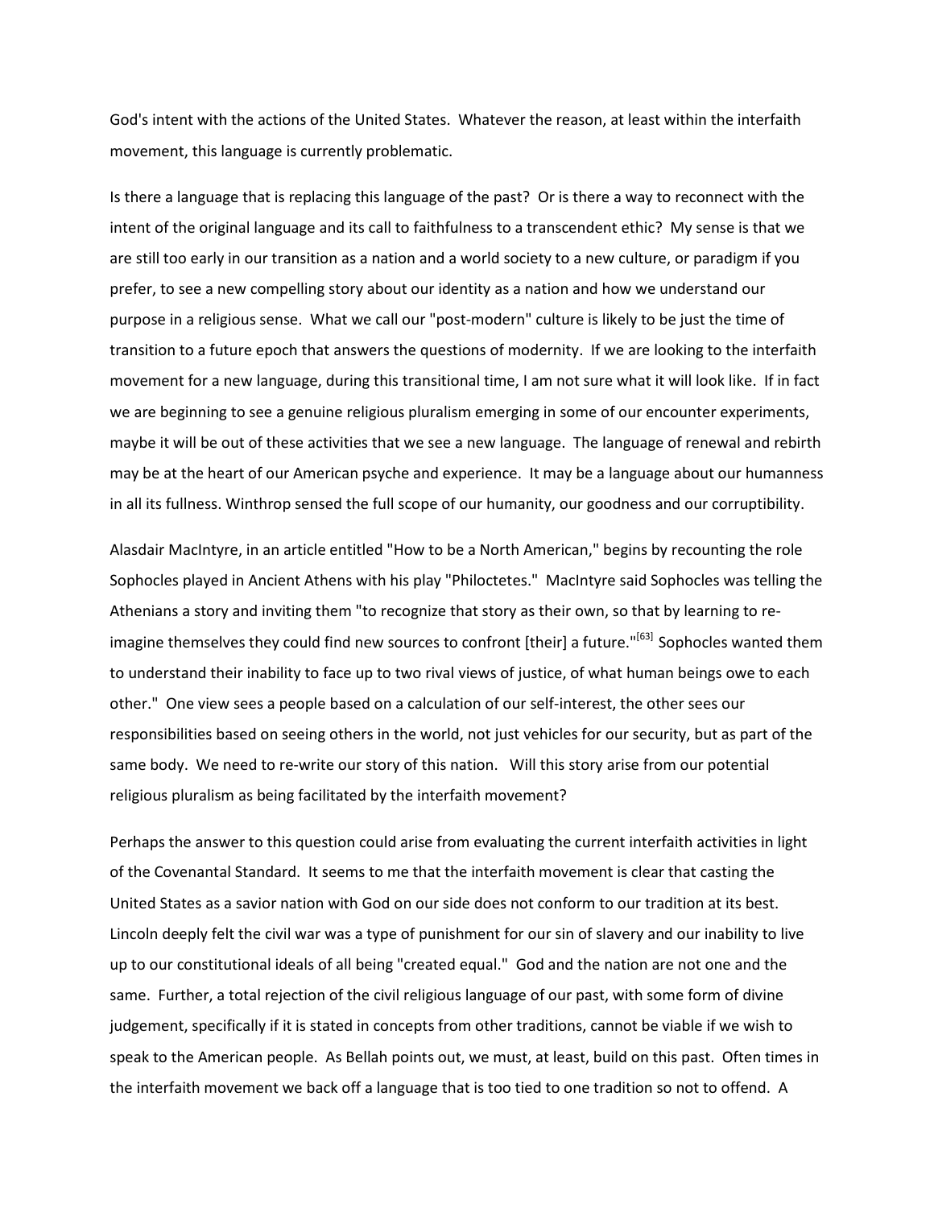God's intent with the actions of the United States. Whatever the reason, at least within the interfaith movement, this language is currently problematic.

Is there a language that is replacing this language of the past? Or is there a way to reconnect with the intent of the original language and its call to faithfulness to a transcendent ethic? My sense is that we are still too early in our transition as a nation and a world society to a new culture, or paradigm if you prefer, to see a new compelling story about our identity as a nation and how we understand our purpose in a religious sense. What we call our "post-modern" culture is likely to be just the time of transition to a future epoch that answers the questions of modernity. If we are looking to the interfaith movement for a new language, during this transitional time, I am not sure what it will look like. If in fact we are beginning to see a genuine religious pluralism emerging in some of our encounter experiments, maybe it will be out of these activities that we see a new language. The language of renewal and rebirth may be at the heart of our American psyche and experience. It may be a language about our humanness in all its fullness. Winthrop sensed the full scope of our humanity, our goodness and our corruptibility.

Alasdair MacIntyre, in an article entitled "How to be a North American," begins by recounting the role Sophocles played in Ancient Athens with his play "Philoctetes." MacIntyre said Sophocles was telling the Athenians a story and inviting them "to recognize that story as their own, so that by learning to re-imagine themselves they could find new sources to confront [their] a future."[63] Sophocles wanted them to understand their inability to face up to two rival views of justice, of what human beings owe to each other." One view sees a people based on a calculation of our self-interest, the other sees our responsibilities based on seeing others in the world, not just vehicles for our security, but as part of the same body. We need to re-write our story of this nation. Will this story arise from our potential religious pluralism as being facilitated by the interfaith movement?

Perhaps the answer to this question could arise from evaluating the current interfaith activities in light of the Covenantal Standard. It seems to me that the interfaith movement is clear that casting the United States as a savior nation with God on our side does not conform to our tradition at its best. Lincoln deeply felt the civil war was a type of punishment for our sin of slavery and our inability to live up to our constitutional ideals of all being "created equal." God and the nation are not one and the same. Further, a total rejection of the civil religious language of our past, with some form of divine judgement, specifically if it is stated in concepts from other traditions, cannot be viable if we wish to speak to the American people. As Bellah points out, we must, at least, build on this past. Often times in the interfaith movement we back off a language that is too tied to one tradition so not to offend. A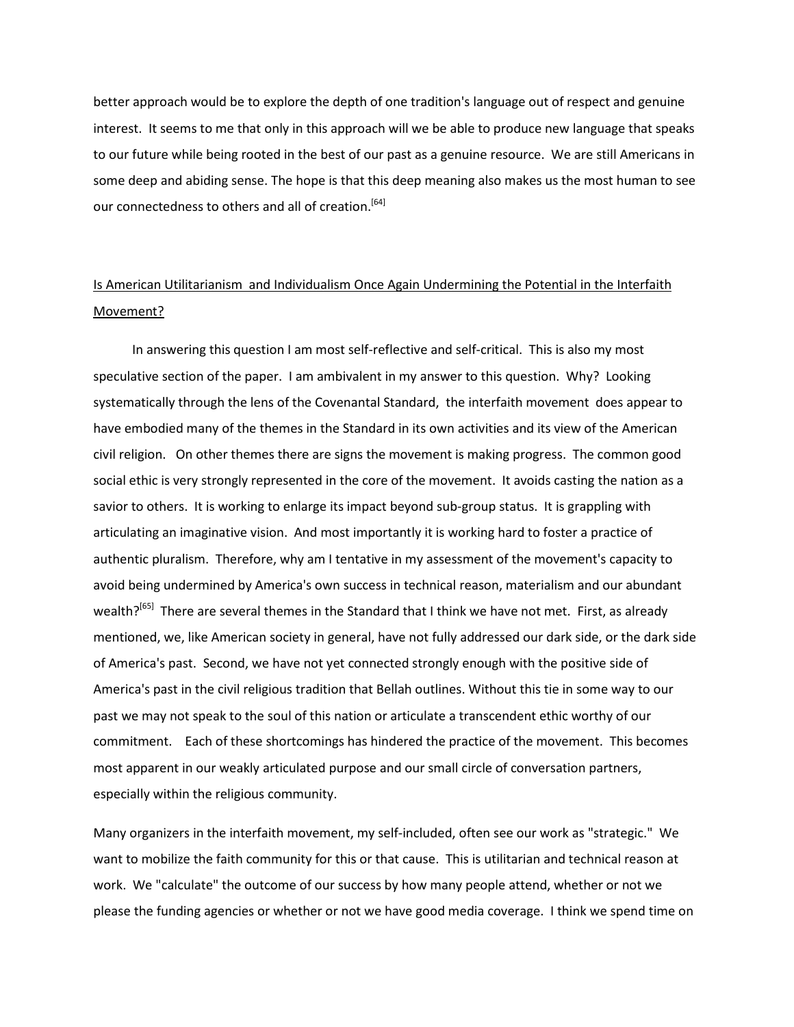better approach would be to explore the depth of one tradition's language out of respect and genuine interest. It seems to me that only in this approach will we be able to produce new language that speaks to our future while being rooted in the best of our past as a genuine resource. We are still Americans in some deep and abiding sense. The hope is that this deep meaning also makes us the most human to see our connectedness to others and all of creation.[64]

## Is American Utilitarianism and Individualism Once Again Undermining the Potential in the Interfaith Movement?

In answering this question I am most self-reflective and self-critical. This is also my most speculative section of the paper. I am ambivalent in my answer to this question. Why? Looking systematically through the lens of the Covenantal Standard, the interfaith movement does appear to have embodied many of the themes in the Standard in its own activities and its view of the American civil religion. On other themes there are signs the movement is making progress. The common good social ethic is very strongly represented in the core of the movement. It avoids casting the nation as a savior to others. It is working to enlarge its impact beyond sub-group status. It is grappling with articulating an imaginative vision. And most importantly it is working hard to foster a practice of authentic pluralism. Therefore, why am I tentative in my assessment of the movement's capacity to avoid being undermined by America's own success in technical reason, materialism and our abundant wealth?[65] There are several themes in the Standard that I think we have not met. First, as already mentioned, we, like American society in general, have not fully addressed our dark side, or the dark side of America's past. Second, we have not yet connected strongly enough with the positive side of America's past in the civil religious tradition that Bellah outlines. Without this tie in some way to our past we may not speak to the soul of this nation or articulate a transcendent ethic worthy of our commitment. Each of these shortcomings has hindered the practice of the movement. This becomes most apparent in our weakly articulated purpose and our small circle of conversation partners, especially within the religious community.

Many organizers in the interfaith movement, my self-included, often see our work as "strategic." We want to mobilize the faith community for this or that cause. This is utilitarian and technical reason at work. We "calculate" the outcome of our success by how many people attend, whether or not we please the funding agencies or whether or not we have good media coverage. I think we spend time on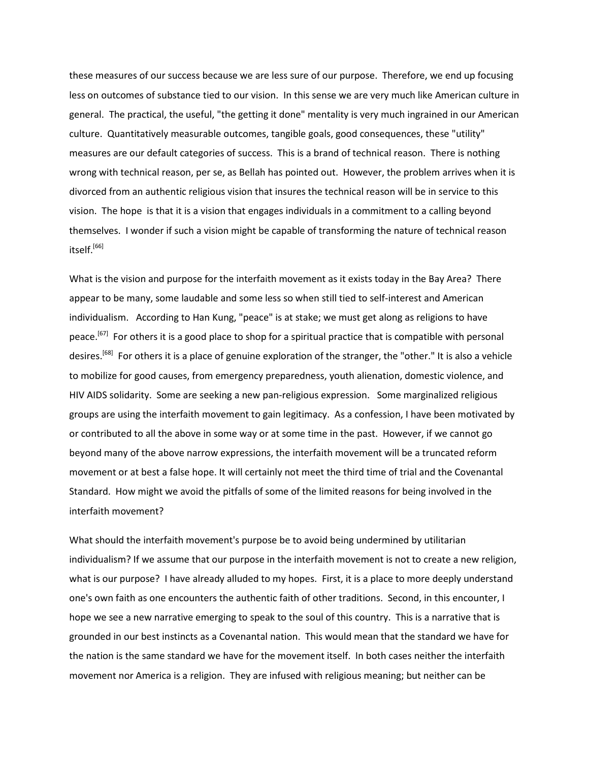these measures of our success because we are less sure of our purpose. Therefore, we end up focusing less on outcomes of substance tied to our vision. In this sense we are very much like American culture in general. The practical, the useful, "the getting it done" mentality is very much ingrained in our American culture. Quantitatively measurable outcomes, tangible goals, good consequences, these "utility" measures are our default categories of success. This is a brand of technical reason. There is nothing wrong with technical reason, per se, as Bellah has pointed out. However, the problem arrives when it is divorced from an authentic religious vision that insures the technical reason will be in service to this vision. The hope is that it is a vision that engages individuals in a commitment to a calling beyond themselves. I wonder if such a vision might be capable of transforming the nature of technical reason itself.[66]

What is the vision and purpose for the interfaith movement as it exists today in the Bay Area? There appear to be many, some laudable and some less so when still tied to self-interest and American individualism. According to Han Kung, "peace" is at stake; we must get along as religions to have peace.[67] For others it is a good place to shop for a spiritual practice that is compatible with personal desires.[68] For others it is a place of genuine exploration of the stranger, the "other." It is also a vehicle to mobilize for good causes, from emergency preparedness, youth alienation, domestic violence, and HIV AIDS solidarity. Some are seeking a new pan-religious expression. Some marginalized religious groups are using the interfaith movement to gain legitimacy. As a confession, I have been motivated by or contributed to all the above in some way or at some time in the past. However, if we cannot go beyond many of the above narrow expressions, the interfaith movement will be a truncated reform movement or at best a false hope. It will certainly not meet the third time of trial and the Covenantal Standard. How might we avoid the pitfalls of some of the limited reasons for being involved in the interfaith movement?

What should the interfaith movement's purpose be to avoid being undermined by utilitarian individualism? If we assume that our purpose in the interfaith movement is not to create a new religion, what is our purpose? I have already alluded to my hopes. First, it is a place to more deeply understand one's own faith as one encounters the authentic faith of other traditions. Second, in this encounter, I hope we see a new narrative emerging to speak to the soul of this country. This is a narrative that is grounded in our best instincts as a Covenantal nation. This would mean that the standard we have for the nation is the same standard we have for the movement itself. In both cases neither the interfaith movement nor America is a religion. They are infused with religious meaning; but neither can be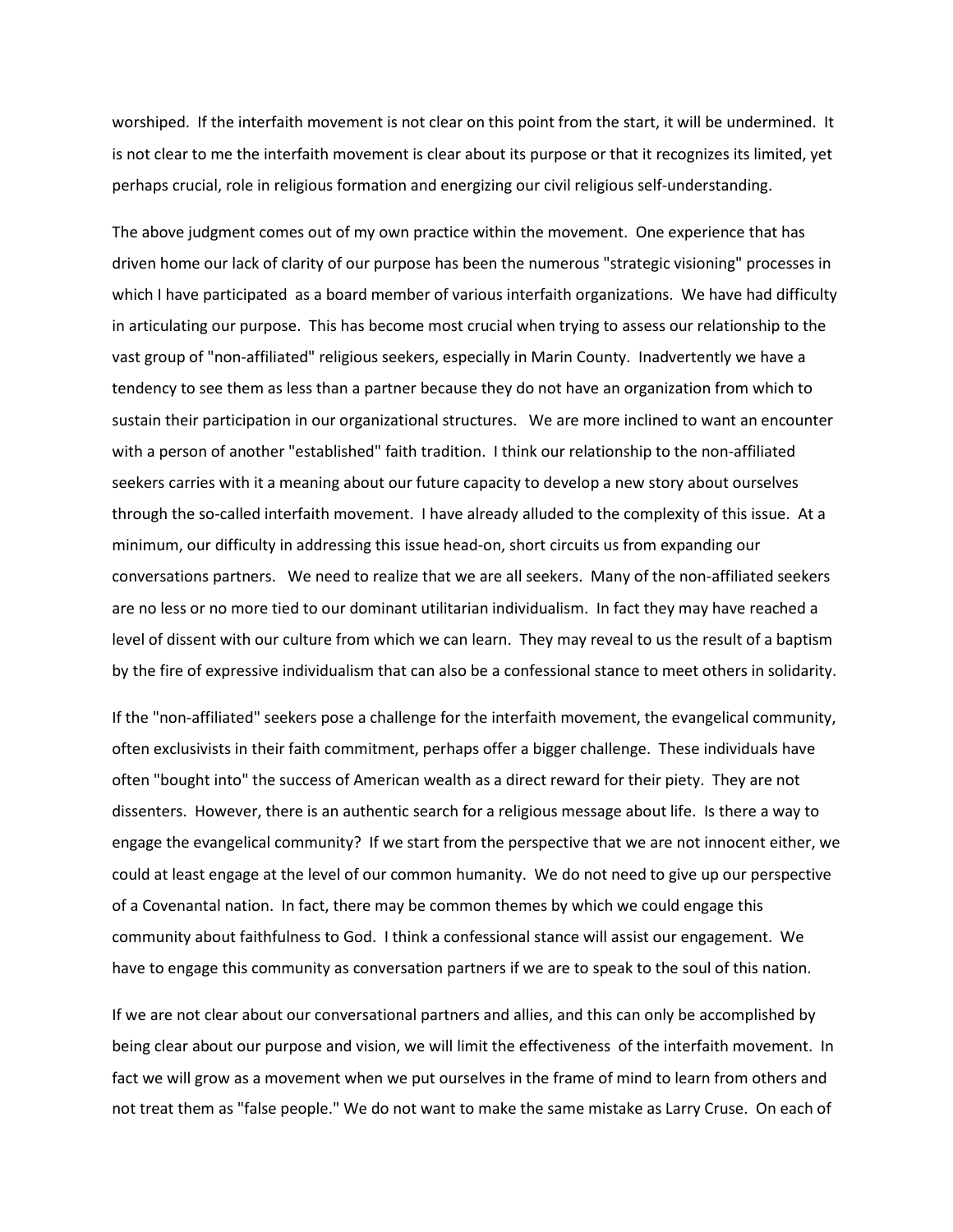worshiped. If the interfaith movement is not clear on this point from the start, it will be undermined. It is not clear to me the interfaith movement is clear about its purpose or that it recognizes its limited, yet perhaps crucial, role in religious formation and energizing our civil religious self-understanding.

The above judgment comes out of my own practice within the movement. One experience that has driven home our lack of clarity of our purpose has been the numerous "strategic visioning" processes in which I have participated as a board member of various interfaith organizations. We have had difficulty in articulating our purpose. This has become most crucial when trying to assess our relationship to the vast group of "non-affiliated" religious seekers, especially in Marin County. Inadvertently we have a tendency to see them as less than a partner because they do not have an organization from which to sustain their participation in our organizational structures. We are more inclined to want an encounter with a person of another "established" faith tradition. I think our relationship to the non-affiliated seekers carries with it a meaning about our future capacity to develop a new story about ourselves through the so-called interfaith movement. I have already alluded to the complexity of this issue. At a minimum, our difficulty in addressing this issue head-on, short circuits us from expanding our conversations partners. We need to realize that we are all seekers. Many of the non-affiliated seekers are no less or no more tied to our dominant utilitarian individualism. In fact they may have reached a level of dissent with our culture from which we can learn. They may reveal to us the result of a baptism by the fire of expressive individualism that can also be a confessional stance to meet others in solidarity.

If the "non-affiliated" seekers pose a challenge for the interfaith movement, the evangelical community, often exclusivists in their faith commitment, perhaps offer a bigger challenge. These individuals have often "bought into" the success of American wealth as a direct reward for their piety. They are not dissenters. However, there is an authentic search for a religious message about life. Is there a way to engage the evangelical community? If we start from the perspective that we are not innocent either, we could at least engage at the level of our common humanity. We do not need to give up our perspective of a Covenantal nation. In fact, there may be common themes by which we could engage this community about faithfulness to God. I think a confessional stance will assist our engagement. We have to engage this community as conversation partners if we are to speak to the soul of this nation.

If we are not clear about our conversational partners and allies, and this can only be accomplished by being clear about our purpose and vision, we will limit the effectiveness of the interfaith movement. In fact we will grow as a movement when we put ourselves in the frame of mind to learn from others and not treat them as "false people." We do not want to make the same mistake as Larry Cruse. On each of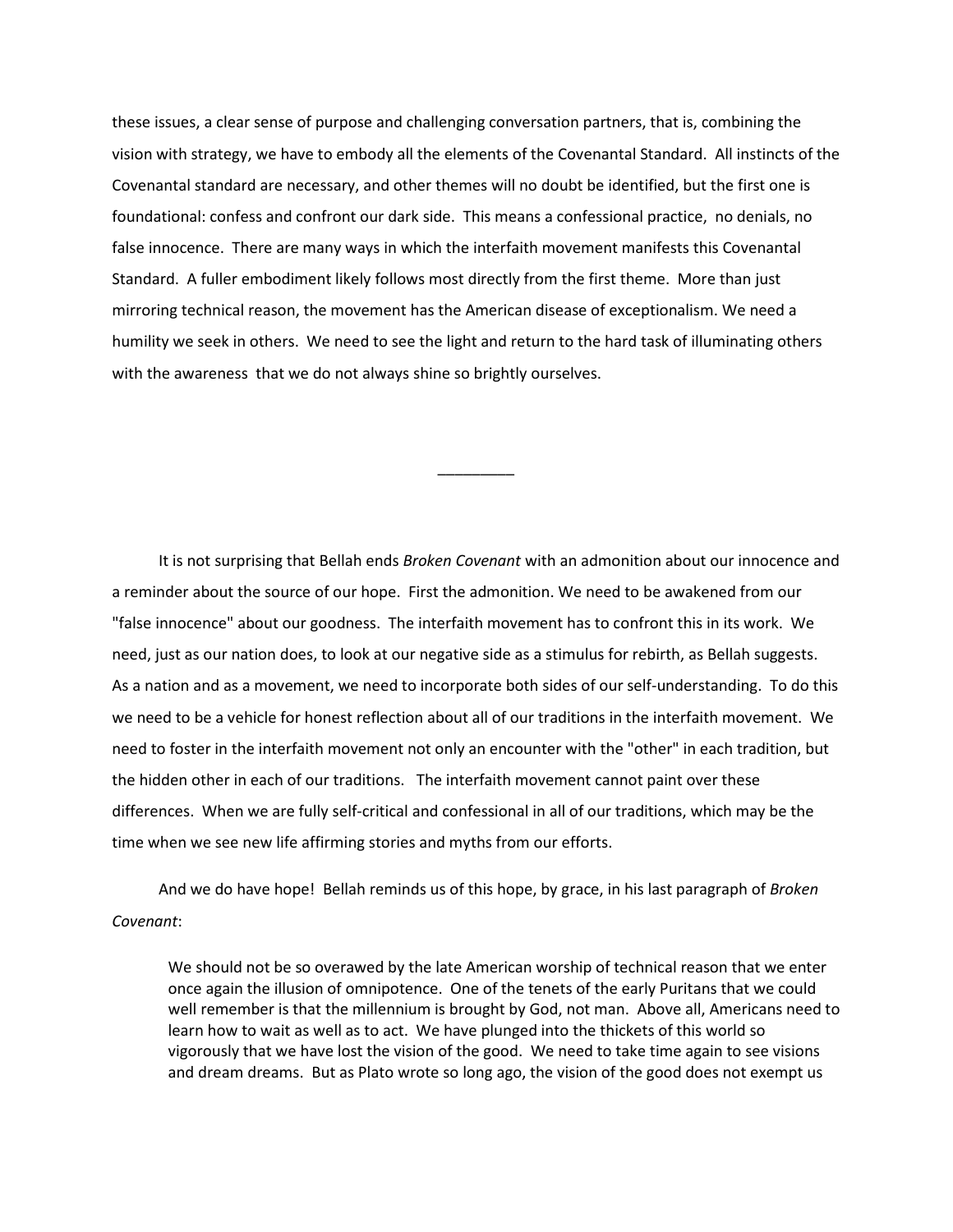these issues, a clear sense of purpose and challenging conversation partners, that is, combining the vision with strategy, we have to embody all the elements of the Covenantal Standard. All instincts of the Covenantal standard are necessary, and other themes will no doubt be identified, but the first one is foundational: confess and confront our dark side. This means a confessional practice, no denials, no false innocence. There are many ways in which the interfaith movement manifests this Covenantal Standard. A fuller embodiment likely follows most directly from the first theme. More than just mirroring technical reason, the movement has the American disease of exceptionalism. We need a humility we seek in others. We need to see the light and return to the hard task of illuminating others with the awareness that we do not always shine so brightly ourselves.

_________

It is not surprising that Bellah ends *Broken Covenant* with an admonition about our innocence and a reminder about the source of our hope. First the admonition. We need to be awakened from our "false innocence" about our goodness. The interfaith movement has to confront this in its work. We need, just as our nation does, to look at our negative side as a stimulus for rebirth, as Bellah suggests. As a nation and as a movement, we need to incorporate both sides of our self-understanding. To do this we need to be a vehicle for honest reflection about all of our traditions in the interfaith movement. We need to foster in the interfaith movement not only an encounter with the "other" in each tradition, but the hidden other in each of our traditions. The interfaith movement cannot paint over these differences. When we are fully self-critical and confessional in all of our traditions, which may be the time when we see new life affirming stories and myths from our efforts.

And we do have hope! Bellah reminds us of this hope, by grace, in his last paragraph of *Broken Covenant*:

> We should not be so overawed by the late American worship of technical reason that we enter once again the illusion of omnipotence. One of the tenets of the early Puritans that we could well remember is that the millennium is brought by God, not man. Above all, Americans need to learn how to wait as well as to act. We have plunged into the thickets of this world so vigorously that we have lost the vision of the good. We need to take time again to see visions and dream dreams. But as Plato wrote so long ago, the vision of the good does not exempt us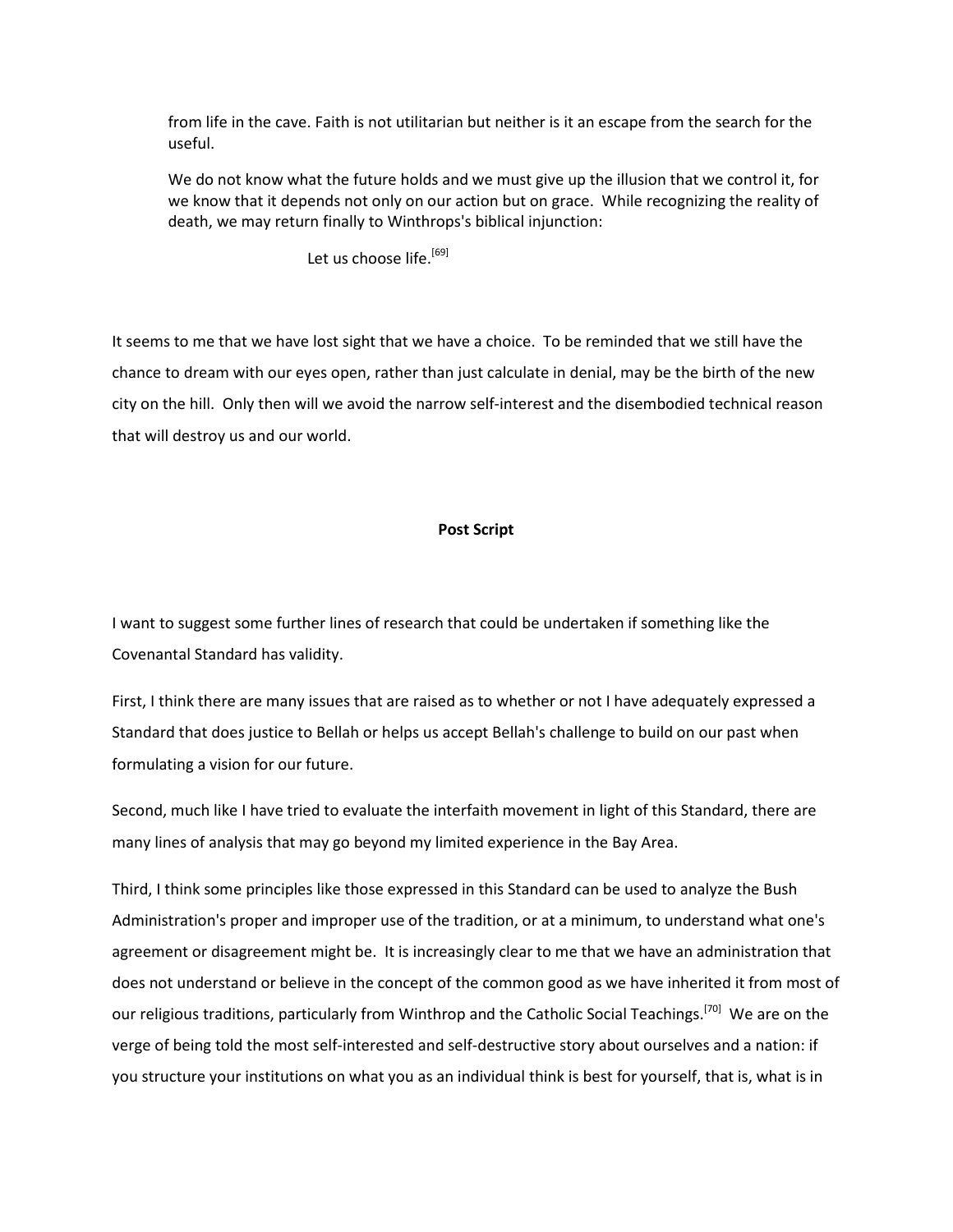> from life in the cave. Faith is not utilitarian but neither is it an escape from the search for the useful.
>
> We do not know what the future holds and we must give up the illusion that we control it, for we know that it depends not only on our action but on grace. While recognizing the reality of death, we may return finally to Winthrops's biblical injunction:
>
> Let us choose life.[69]

It seems to me that we have lost sight that we have a choice. To be reminded that we still have the chance to dream with our eyes open, rather than just calculate in denial, may be the birth of the new city on the hill. Only then will we avoid the narrow self-interest and the disembodied technical reason that will destroy us and our world.

**Post Script**

I want to suggest some further lines of research that could be undertaken if something like the Covenantal Standard has validity.

First, I think there are many issues that are raised as to whether or not I have adequately expressed a Standard that does justice to Bellah or helps us accept Bellah's challenge to build on our past when formulating a vision for our future.

Second, much like I have tried to evaluate the interfaith movement in light of this Standard, there are many lines of analysis that may go beyond my limited experience in the Bay Area.

Third, I think some principles like those expressed in this Standard can be used to analyze the Bush Administration's proper and improper use of the tradition, or at a minimum, to understand what one's agreement or disagreement might be. It is increasingly clear to me that we have an administration that does not understand or believe in the concept of the common good as we have inherited it from most of our religious traditions, particularly from Winthrop and the Catholic Social Teachings.[70] We are on the verge of being told the most self-interested and self-destructive story about ourselves and a nation: if you structure your institutions on what you as an individual think is best for yourself, that is, what is in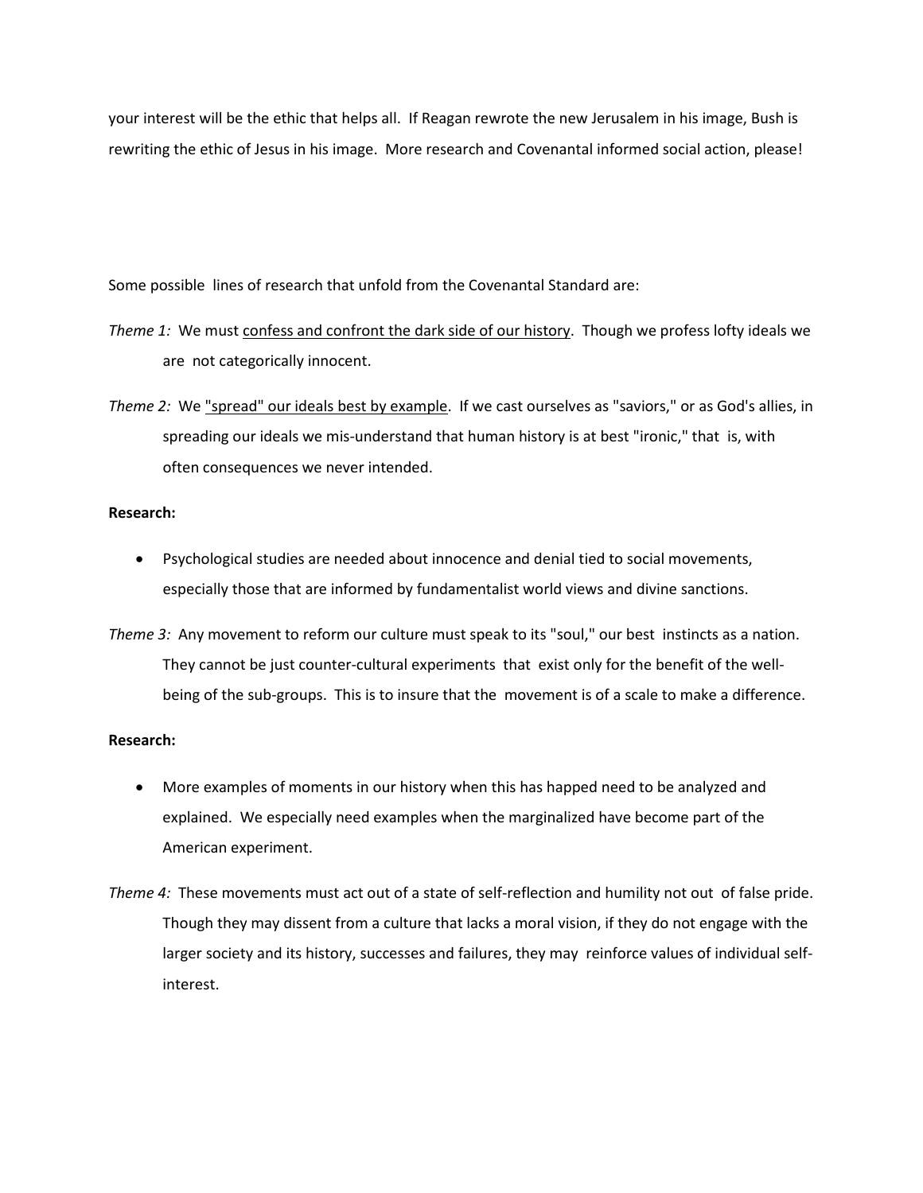your interest will be the ethic that helps all. If Reagan rewrote the new Jerusalem in his image, Bush is rewriting the ethic of Jesus in his image. More research and Covenantal informed social action, please!

Some possible lines of research that unfold from the Covenantal Standard are:

*Theme 1:* We must <u>confess and confront the dark side of our history</u>. Though we profess lofty ideals we are not categorically innocent.

*Theme 2:* We <u>"spread" our ideals best by example</u>. If we cast ourselves as "saviors," or as God's allies, in spreading our ideals we mis-understand that human history is at best "ironic," that is, with often consequences we never intended.

**Research:**

- Psychological studies are needed about innocence and denial tied to social movements, especially those that are informed by fundamentalist world views and divine sanctions.

*Theme 3:* Any movement to reform our culture must speak to its "soul," our best instincts as a nation. They cannot be just counter-cultural experiments that exist only for the benefit of the well-being of the sub-groups. This is to insure that the movement is of a scale to make a difference.

**Research:**

- More examples of moments in our history when this has happed need to be analyzed and explained. We especially need examples when the marginalized have become part of the American experiment.

*Theme 4:* These movements must act out of a state of self-reflection and humility not out of false pride. Though they may dissent from a culture that lacks a moral vision, if they do not engage with the larger society and its history, successes and failures, they may reinforce values of individual self-interest.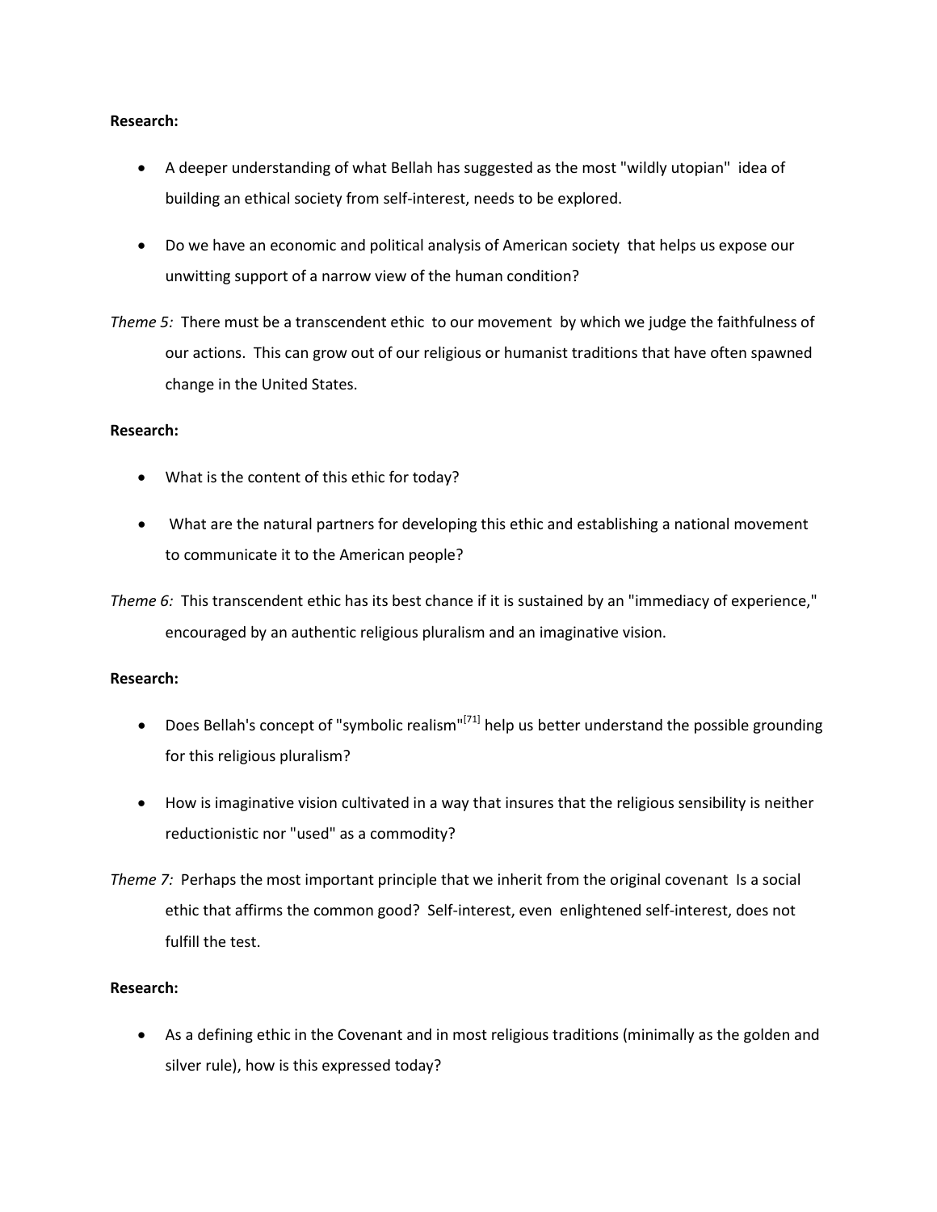**Research:**

- A deeper understanding of what Bellah has suggested as the most "wildly utopian" idea of building an ethical society from self-interest, needs to be explored.
- Do we have an economic and political analysis of American society that helps us expose our unwitting support of a narrow view of the human condition?

*Theme 5:* There must be a transcendent ethic to our movement by which we judge the faithfulness of our actions. This can grow out of our religious or humanist traditions that have often spawned change in the United States.

**Research:**

- What is the content of this ethic for today?
- What are the natural partners for developing this ethic and establishing a national movement to communicate it to the American people?

*Theme 6:* This transcendent ethic has its best chance if it is sustained by an "immediacy of experience," encouraged by an authentic religious pluralism and an imaginative vision.

**Research:**

- Does Bellah's concept of "symbolic realism"[71] help us better understand the possible grounding for this religious pluralism?
- How is imaginative vision cultivated in a way that insures that the religious sensibility is neither reductionistic nor "used" as a commodity?

*Theme 7:* Perhaps the most important principle that we inherit from the original covenant Is a social ethic that affirms the common good? Self-interest, even enlightened self-interest, does not fulfill the test.

**Research:**

- As a defining ethic in the Covenant and in most religious traditions (minimally as the golden and silver rule), how is this expressed today?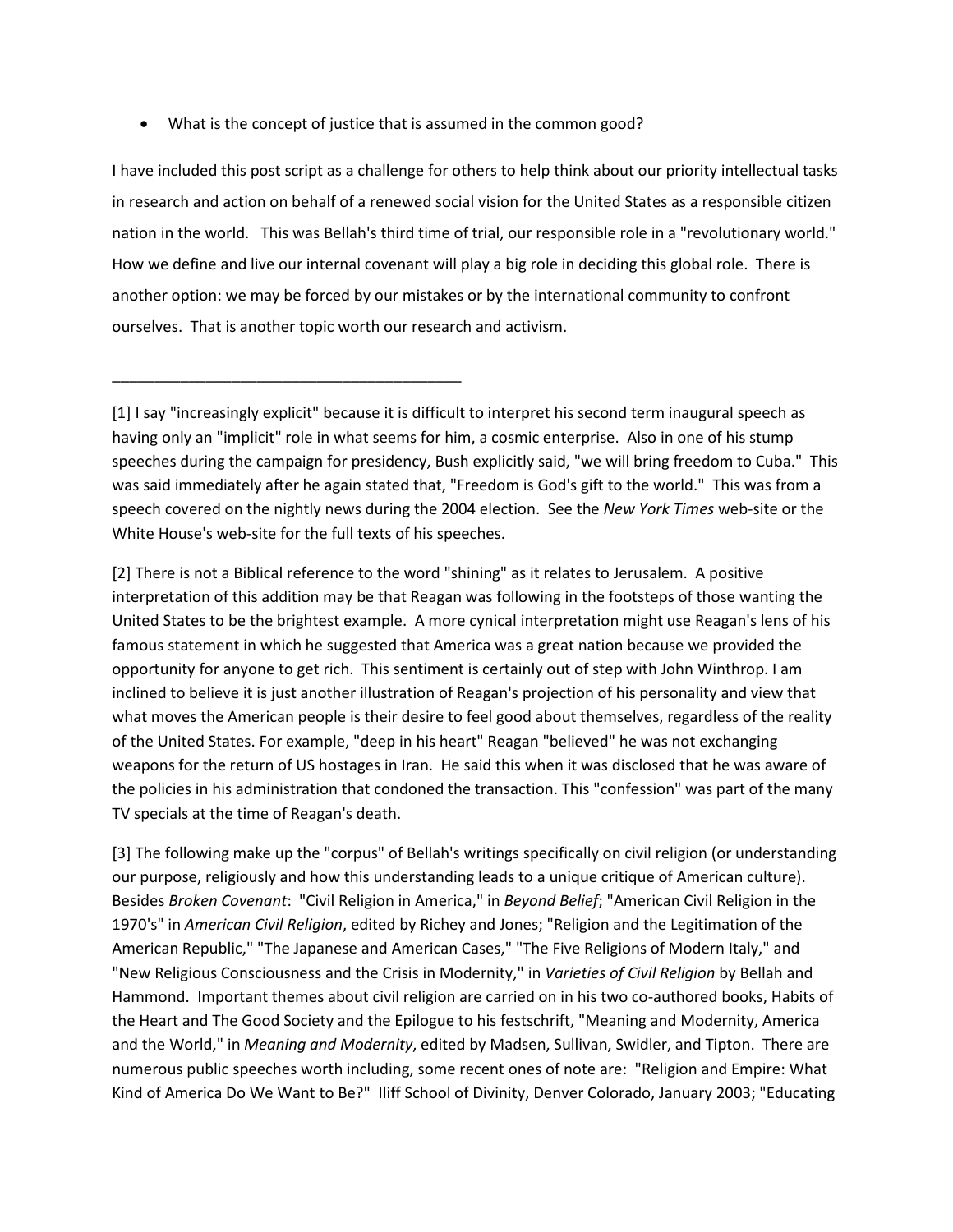- What is the concept of justice that is assumed in the common good?

I have included this post script as a challenge for others to help think about our priority intellectual tasks in research and action on behalf of a renewed social vision for the United States as a responsible citizen nation in the world. This was Bellah's third time of trial, our responsible role in a "revolutionary world." How we define and live our internal covenant will play a big role in deciding this global role. There is another option: we may be forced by our mistakes or by the international community to confront ourselves. That is another topic worth our research and activism.

---

[1] I say "increasingly explicit" because it is difficult to interpret his second term inaugural speech as having only an "implicit" role in what seems for him, a cosmic enterprise. Also in one of his stump speeches during the campaign for presidency, Bush explicitly said, "we will bring freedom to Cuba." This was said immediately after he again stated that, "Freedom is God's gift to the world." This was from a speech covered on the nightly news during the 2004 election. See the *New York Times* web-site or the White House's web-site for the full texts of his speeches.

[2] There is not a Biblical reference to the word "shining" as it relates to Jerusalem. A positive interpretation of this addition may be that Reagan was following in the footsteps of those wanting the United States to be the brightest example. A more cynical interpretation might use Reagan's lens of his famous statement in which he suggested that America was a great nation because we provided the opportunity for anyone to get rich. This sentiment is certainly out of step with John Winthrop. I am inclined to believe it is just another illustration of Reagan's projection of his personality and view that what moves the American people is their desire to feel good about themselves, regardless of the reality of the United States. For example, "deep in his heart" Reagan "believed" he was not exchanging weapons for the return of US hostages in Iran. He said this when it was disclosed that he was aware of the policies in his administration that condoned the transaction. This "confession" was part of the many TV specials at the time of Reagan's death.

[3] The following make up the "corpus" of Bellah's writings specifically on civil religion (or understanding our purpose, religiously and how this understanding leads to a unique critique of American culture). Besides *Broken Covenant*: "Civil Religion in America," in *Beyond Belief*; "American Civil Religion in the 1970's" in *American Civil Religion*, edited by Richey and Jones; "Religion and the Legitimation of the American Republic," "The Japanese and American Cases," "The Five Religions of Modern Italy," and "New Religious Consciousness and the Crisis in Modernity," in *Varieties of Civil Religion* by Bellah and Hammond. Important themes about civil religion are carried on in his two co-authored books, Habits of the Heart and The Good Society and the Epilogue to his festschrift, "Meaning and Modernity, America and the World," in *Meaning and Modernity*, edited by Madsen, Sullivan, Swidler, and Tipton. There are numerous public speeches worth including, some recent ones of note are: "Religion and Empire: What Kind of America Do We Want to Be?" Iliff School of Divinity, Denver Colorado, January 2003; "Educating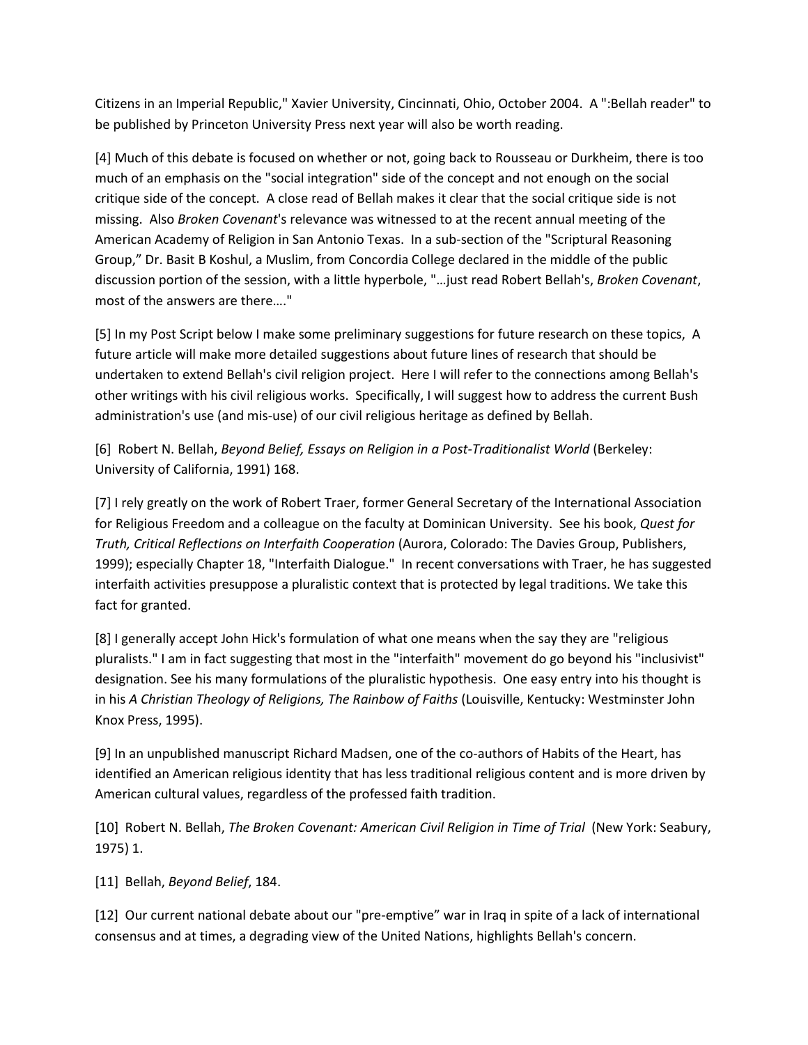Citizens in an Imperial Republic," Xavier University, Cincinnati, Ohio, October 2004. A ":Bellah reader" to be published by Princeton University Press next year will also be worth reading.

[4] Much of this debate is focused on whether or not, going back to Rousseau or Durkheim, there is too much of an emphasis on the "social integration" side of the concept and not enough on the social critique side of the concept. A close read of Bellah makes it clear that the social critique side is not missing. Also *Broken Covenant*'s relevance was witnessed to at the recent annual meeting of the American Academy of Religion in San Antonio Texas. In a sub-section of the "Scriptural Reasoning Group," Dr. Basit B Koshul, a Muslim, from Concordia College declared in the middle of the public discussion portion of the session, with a little hyperbole, "…just read Robert Bellah's, *Broken Covenant*, most of the answers are there…."

[5] In my Post Script below I make some preliminary suggestions for future research on these topics, A future article will make more detailed suggestions about future lines of research that should be undertaken to extend Bellah's civil religion project. Here I will refer to the connections among Bellah's other writings with his civil religious works. Specifically, I will suggest how to address the current Bush administration's use (and mis-use) of our civil religious heritage as defined by Bellah.

[6] Robert N. Bellah, *Beyond Belief, Essays on Religion in a Post-Traditionalist World* (Berkeley: University of California, 1991) 168.

[7] I rely greatly on the work of Robert Traer, former General Secretary of the International Association for Religious Freedom and a colleague on the faculty at Dominican University. See his book, *Quest for Truth, Critical Reflections on Interfaith Cooperation* (Aurora, Colorado: The Davies Group, Publishers, 1999); especially Chapter 18, "Interfaith Dialogue." In recent conversations with Traer, he has suggested interfaith activities presuppose a pluralistic context that is protected by legal traditions. We take this fact for granted.

[8] I generally accept John Hick's formulation of what one means when the say they are "religious pluralists." I am in fact suggesting that most in the "interfaith" movement do go beyond his "inclusivist" designation. See his many formulations of the pluralistic hypothesis. One easy entry into his thought is in his *A Christian Theology of Religions, The Rainbow of Faiths* (Louisville, Kentucky: Westminster John Knox Press, 1995).

[9] In an unpublished manuscript Richard Madsen, one of the co-authors of Habits of the Heart, has identified an American religious identity that has less traditional religious content and is more driven by American cultural values, regardless of the professed faith tradition.

[10] Robert N. Bellah, *The Broken Covenant: American Civil Religion in Time of Trial* (New York: Seabury, 1975) 1.

[11] Bellah, *Beyond Belief*, 184.

[12] Our current national debate about our "pre-emptive" war in Iraq in spite of a lack of international consensus and at times, a degrading view of the United Nations, highlights Bellah's concern.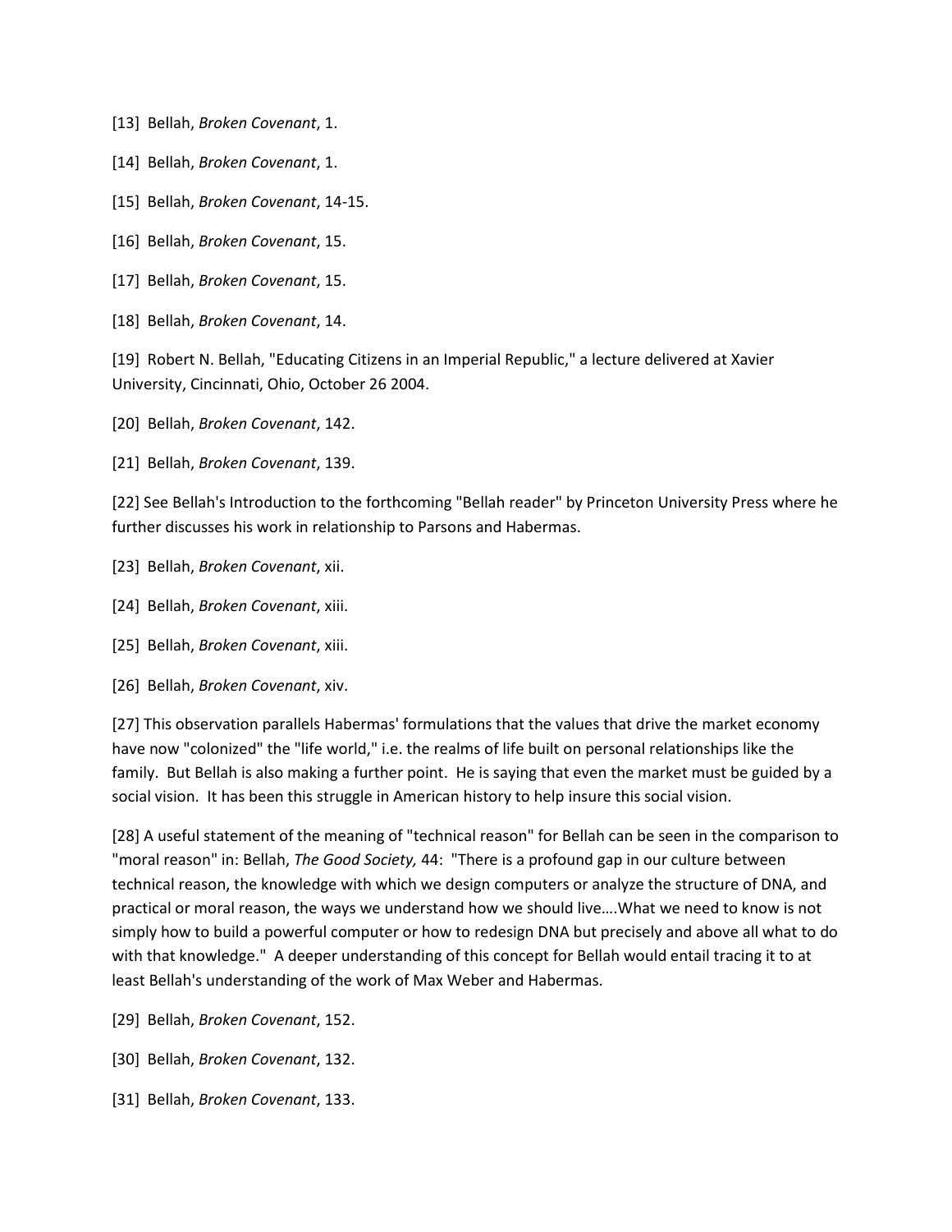[13] Bellah, *Broken Covenant*, 1.

[14] Bellah, *Broken Covenant*, 1.

[15] Bellah, *Broken Covenant*, 14-15.

[16] Bellah, *Broken Covenant*, 15.

[17] Bellah, *Broken Covenant*, 15.

[18] Bellah, *Broken Covenant*, 14.

[19] Robert N. Bellah, "Educating Citizens in an Imperial Republic," a lecture delivered at Xavier University, Cincinnati, Ohio, October 26 2004.

[20] Bellah, *Broken Covenant*, 142.

[21] Bellah, *Broken Covenant*, 139.

[22] See Bellah's Introduction to the forthcoming "Bellah reader" by Princeton University Press where he further discusses his work in relationship to Parsons and Habermas.

[23] Bellah, *Broken Covenant*, xii.

[24] Bellah, *Broken Covenant*, xiii.

[25] Bellah, *Broken Covenant*, xiii.

[26] Bellah, *Broken Covenant*, xiv.

[27] This observation parallels Habermas' formulations that the values that drive the market economy have now "colonized" the "life world," i.e. the realms of life built on personal relationships like the family. But Bellah is also making a further point. He is saying that even the market must be guided by a social vision. It has been this struggle in American history to help insure this social vision.

[28] A useful statement of the meaning of "technical reason" for Bellah can be seen in the comparison to "moral reason" in: Bellah, *The Good Society,* 44: "There is a profound gap in our culture between technical reason, the knowledge with which we design computers or analyze the structure of DNA, and practical or moral reason, the ways we understand how we should live….What we need to know is not simply how to build a powerful computer or how to redesign DNA but precisely and above all what to do with that knowledge." A deeper understanding of this concept for Bellah would entail tracing it to at least Bellah's understanding of the work of Max Weber and Habermas.

[29] Bellah, *Broken Covenant*, 152.

[30] Bellah, *Broken Covenant*, 132.

[31] Bellah, *Broken Covenant*, 133.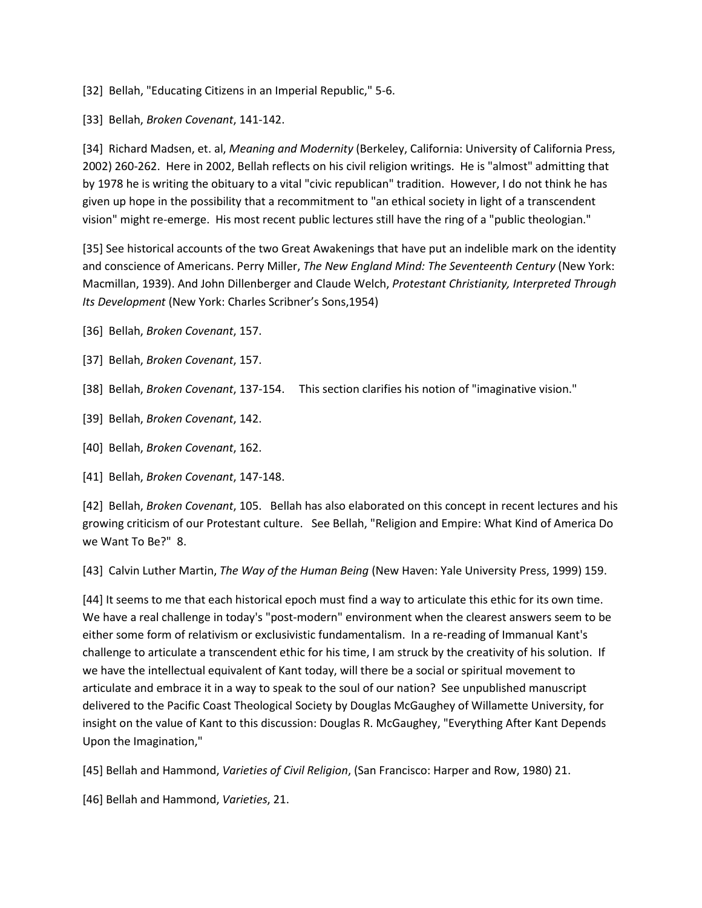[32] Bellah, "Educating Citizens in an Imperial Republic," 5-6.

[33] Bellah, *Broken Covenant*, 141-142.

[34] Richard Madsen, et. al, *Meaning and Modernity* (Berkeley, California: University of California Press, 2002) 260-262. Here in 2002, Bellah reflects on his civil religion writings. He is "almost" admitting that by 1978 he is writing the obituary to a vital "civic republican" tradition. However, I do not think he has given up hope in the possibility that a recommitment to "an ethical society in light of a transcendent vision" might re-emerge. His most recent public lectures still have the ring of a "public theologian."

[35] See historical accounts of the two Great Awakenings that have put an indelible mark on the identity and conscience of Americans. Perry Miller, *The New England Mind: The Seventeenth Century* (New York: Macmillan, 1939). And John Dillenberger and Claude Welch, *Protestant Christianity, Interpreted Through Its Development* (New York: Charles Scribner's Sons,1954)

[36] Bellah, *Broken Covenant*, 157.

[37] Bellah, *Broken Covenant*, 157.

[38] Bellah, *Broken Covenant*, 137-154. This section clarifies his notion of "imaginative vision."

[39] Bellah, *Broken Covenant*, 142.

[40] Bellah, *Broken Covenant*, 162.

[41] Bellah, *Broken Covenant*, 147-148.

[42] Bellah, *Broken Covenant*, 105. Bellah has also elaborated on this concept in recent lectures and his growing criticism of our Protestant culture. See Bellah, "Religion and Empire: What Kind of America Do we Want To Be?" 8.

[43] Calvin Luther Martin, *The Way of the Human Being* (New Haven: Yale University Press, 1999) 159.

[44] It seems to me that each historical epoch must find a way to articulate this ethic for its own time. We have a real challenge in today's "post-modern" environment when the clearest answers seem to be either some form of relativism or exclusivistic fundamentalism. In a re-reading of Immanual Kant's challenge to articulate a transcendent ethic for his time, I am struck by the creativity of his solution. If we have the intellectual equivalent of Kant today, will there be a social or spiritual movement to articulate and embrace it in a way to speak to the soul of our nation? See unpublished manuscript delivered to the Pacific Coast Theological Society by Douglas McGaughey of Willamette University, for insight on the value of Kant to this discussion: Douglas R. McGaughey, "Everything After Kant Depends Upon the Imagination,"

[45] Bellah and Hammond, *Varieties of Civil Religion*, (San Francisco: Harper and Row, 1980) 21.

[46] Bellah and Hammond, *Varieties*, 21.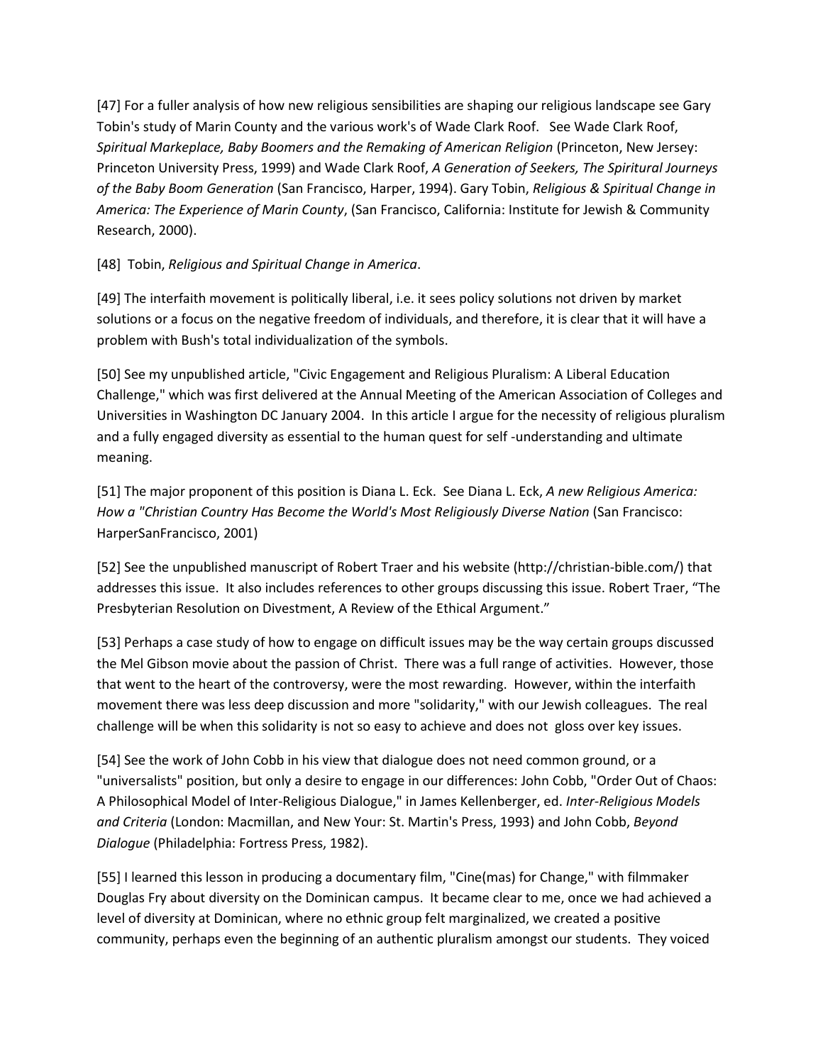[47] For a fuller analysis of how new religious sensibilities are shaping our religious landscape see Gary Tobin's study of Marin County and the various work's of Wade Clark Roof. See Wade Clark Roof, *Spiritual Markeplace, Baby Boomers and the Remaking of American Religion* (Princeton, New Jersey: Princeton University Press, 1999) and Wade Clark Roof, *A Generation of Seekers, The Spirtural Journeys of the Baby Boom Generation* (San Francisco, Harper, 1994). Gary Tobin, *Religious & Spiritual Change in America: The Experience of Marin County*, (San Francisco, California: Institute for Jewish & Community Research, 2000).

[48] Tobin, *Religious and Spiritual Change in America*.

[49] The interfaith movement is politically liberal, i.e. it sees policy solutions not driven by market solutions or a focus on the negative freedom of individuals, and therefore, it is clear that it will have a problem with Bush's total individualization of the symbols.

[50] See my unpublished article, "Civic Engagement and Religious Pluralism: A Liberal Education Challenge," which was first delivered at the Annual Meeting of the American Association of Colleges and Universities in Washington DC January 2004. In this article I argue for the necessity of religious pluralism and a fully engaged diversity as essential to the human quest for self -understanding and ultimate meaning.

[51] The major proponent of this position is Diana L. Eck. See Diana L. Eck, *A new Religious America: How a "Christian Country Has Become the World's Most Religiously Diverse Nation* (San Francisco: HarperSanFrancisco, 2001)

[52] See the unpublished manuscript of Robert Traer and his website (http://christian-bible.com/) that addresses this issue. It also includes references to other groups discussing this issue. Robert Traer, "The Presbyterian Resolution on Divestment, A Review of the Ethical Argument."

[53] Perhaps a case study of how to engage on difficult issues may be the way certain groups discussed the Mel Gibson movie about the passion of Christ. There was a full range of activities. However, those that went to the heart of the controversy, were the most rewarding. However, within the interfaith movement there was less deep discussion and more "solidarity," with our Jewish colleagues. The real challenge will be when this solidarity is not so easy to achieve and does not gloss over key issues.

[54] See the work of John Cobb in his view that dialogue does not need common ground, or a "universalists" position, but only a desire to engage in our differences: John Cobb, "Order Out of Chaos: A Philosophical Model of Inter-Religious Dialogue," in James Kellenberger, ed. *Inter-Religious Models and Criteria* (London: Macmillan, and New Your: St. Martin's Press, 1993) and John Cobb, *Beyond Dialogue* (Philadelphia: Fortress Press, 1982).

[55] I learned this lesson in producing a documentary film, "Cine(mas) for Change," with filmmaker Douglas Fry about diversity on the Dominican campus. It became clear to me, once we had achieved a level of diversity at Dominican, where no ethnic group felt marginalized, we created a positive community, perhaps even the beginning of an authentic pluralism amongst our students. They voiced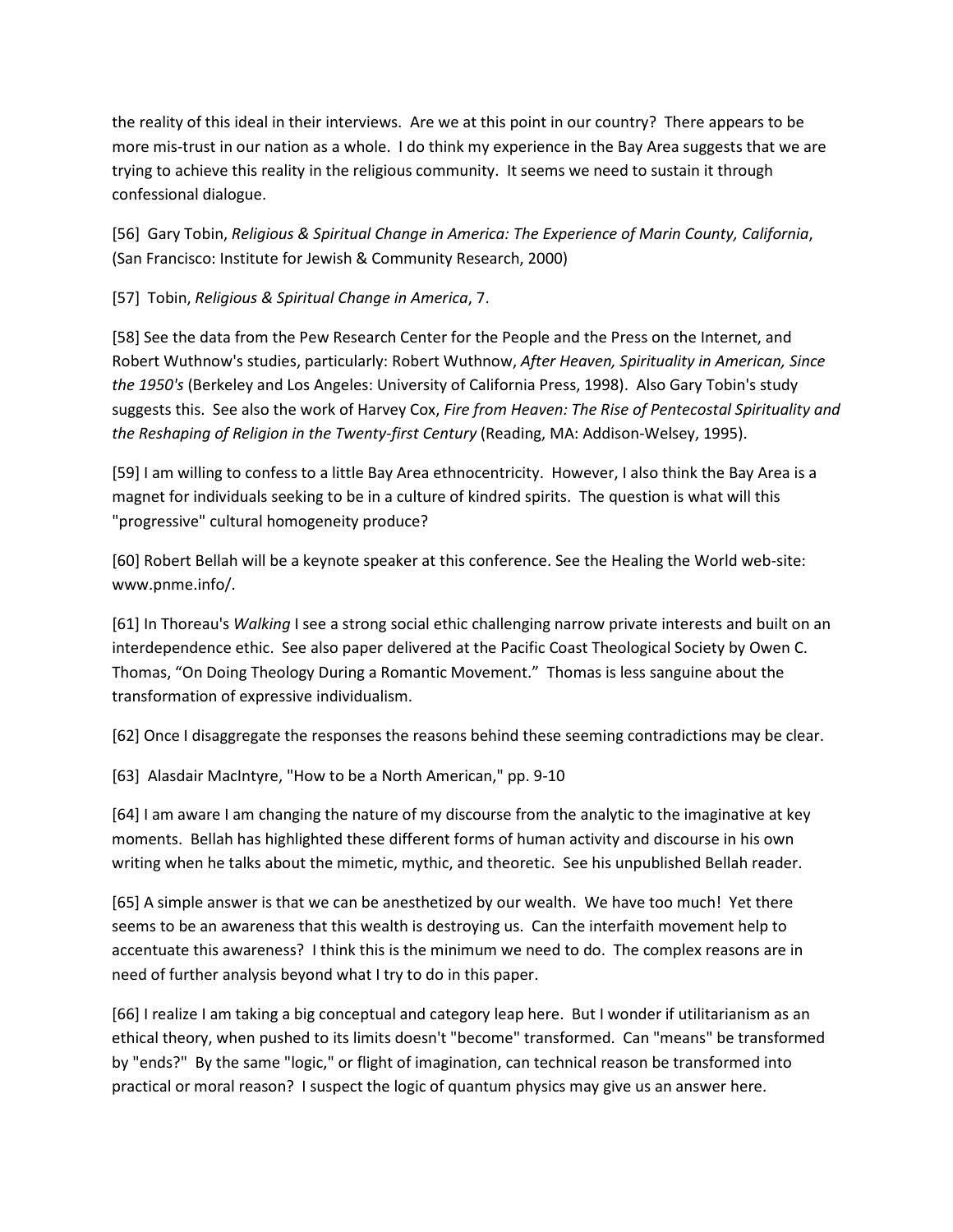the reality of this ideal in their interviews. Are we at this point in our country? There appears to be more mis-trust in our nation as a whole. I do think my experience in the Bay Area suggests that we are trying to achieve this reality in the religious community. It seems we need to sustain it through confessional dialogue.

[56] Gary Tobin, *Religious & Spiritual Change in America: The Experience of Marin County, California*, (San Francisco: Institute for Jewish & Community Research, 2000)

[57] Tobin, *Religious & Spiritual Change in America*, 7.

[58] See the data from the Pew Research Center for the People and the Press on the Internet, and Robert Wuthnow's studies, particularly: Robert Wuthnow, *After Heaven, Spirituality in American, Since the 1950's* (Berkeley and Los Angeles: University of California Press, 1998). Also Gary Tobin's study suggests this. See also the work of Harvey Cox, *Fire from Heaven: The Rise of Pentecostal Spirituality and the Reshaping of Religion in the Twenty-first Century* (Reading, MA: Addison-Welsey, 1995).

[59] I am willing to confess to a little Bay Area ethnocentricity. However, I also think the Bay Area is a magnet for individuals seeking to be in a culture of kindred spirits. The question is what will this "progressive" cultural homogeneity produce?

[60] Robert Bellah will be a keynote speaker at this conference. See the Healing the World web-site: www.pnme.info/.

[61] In Thoreau's *Walking* I see a strong social ethic challenging narrow private interests and built on an interdependence ethic. See also paper delivered at the Pacific Coast Theological Society by Owen C. Thomas, "On Doing Theology During a Romantic Movement." Thomas is less sanguine about the transformation of expressive individualism.

[62] Once I disaggregate the responses the reasons behind these seeming contradictions may be clear.

[63] Alasdair MacIntyre, "How to be a North American," pp. 9-10

[64] I am aware I am changing the nature of my discourse from the analytic to the imaginative at key moments. Bellah has highlighted these different forms of human activity and discourse in his own writing when he talks about the mimetic, mythic, and theoretic. See his unpublished Bellah reader.

[65] A simple answer is that we can be anesthetized by our wealth. We have too much! Yet there seems to be an awareness that this wealth is destroying us. Can the interfaith movement help to accentuate this awareness? I think this is the minimum we need to do. The complex reasons are in need of further analysis beyond what I try to do in this paper.

[66] I realize I am taking a big conceptual and category leap here. But I wonder if utilitarianism as an ethical theory, when pushed to its limits doesn't "become" transformed. Can "means" be transformed by "ends?" By the same "logic," or flight of imagination, can technical reason be transformed into practical or moral reason? I suspect the logic of quantum physics may give us an answer here.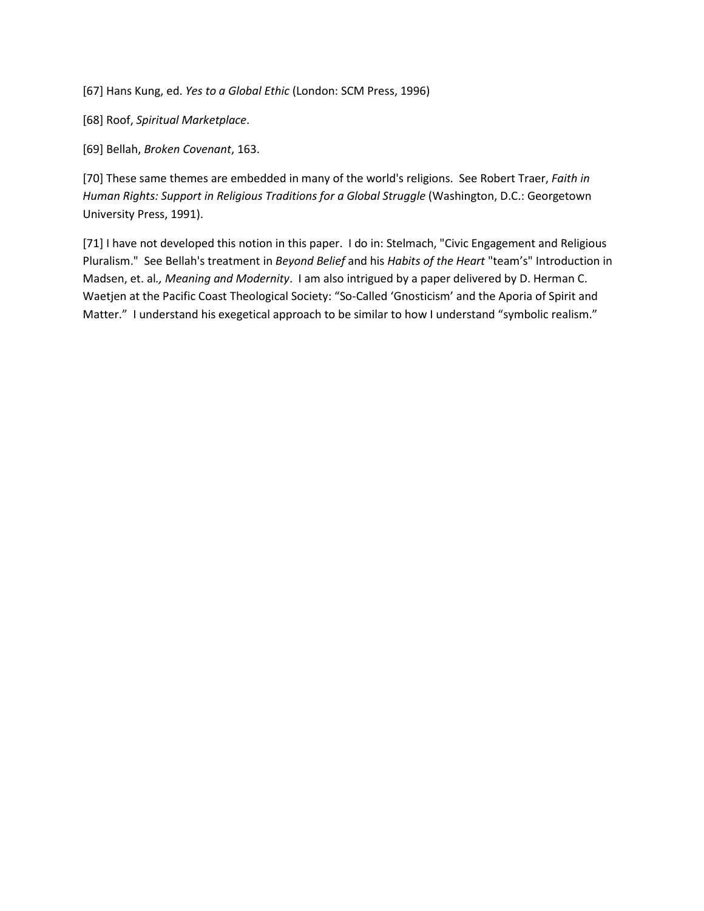[67] Hans Kung, ed. *Yes to a Global Ethic* (London: SCM Press, 1996)

[68] Roof, *Spiritual Marketplace*.

[69] Bellah, *Broken Covenant*, 163.

[70] These same themes are embedded in many of the world's religions.  See Robert Traer, *Faith in Human Rights: Support in Religious Traditions for a Global Struggle* (Washington, D.C.: Georgetown University Press, 1991).

[71] I have not developed this notion in this paper.  I do in: Stelmach, "Civic Engagement and Religious Pluralism."  See Bellah's treatment in *Beyond Belief* and his *Habits of the Heart* "team's" Introduction in Madsen, et. al*., Meaning and Modernity*.  I am also intrigued by a paper delivered by D. Herman C. Waetjen at the Pacific Coast Theological Society: "So-Called 'Gnosticism' and the Aporia of Spirit and Matter."  I understand his exegetical approach to be similar to how I understand "symbolic realism."